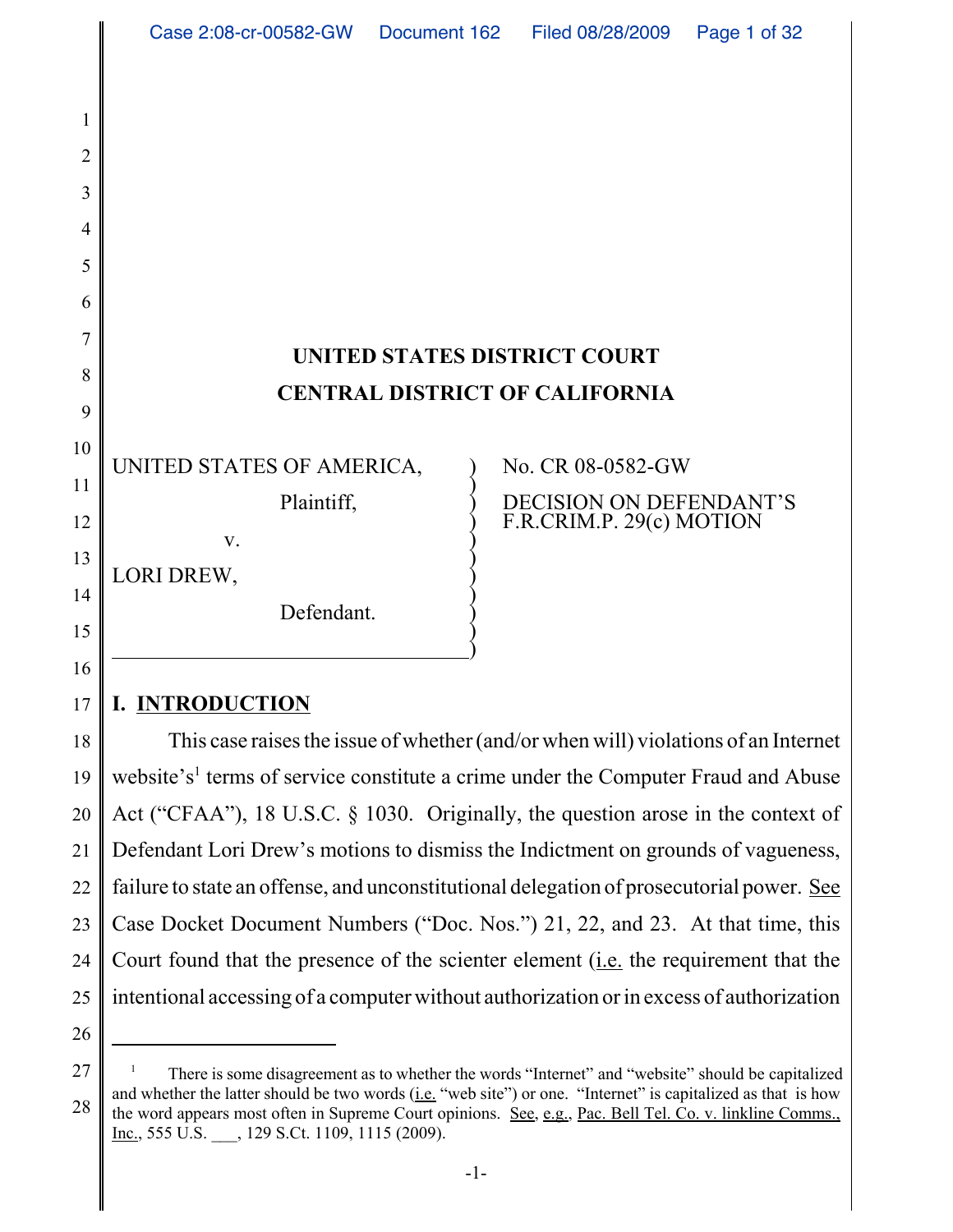**UNITED STATES DISTRICT COURT**

**CENTRAL DISTRICT OF CALIFORNIA**

| | | |
|---|---|---|
| UNITED STATES OF AMERICA, Plaintiff, v. LORI DREW, Defendant. | ) | No. CR 08-0582-GW DECISION ON DEFENDANT'S F.R.CRIM.P. 29(c) MOTION |

## I. INTRODUCTION

This case raises the issue of whether (and/or when will) violations of an Internet website's[1] terms of service constitute a crime under the Computer Fraud and Abuse Act ("CFAA"), 18 U.S.C. § 1030. Originally, the question arose in the context of Defendant Lori Drew's motions to dismiss the Indictment on grounds of vagueness, failure to state an offense, and unconstitutional delegation of prosecutorial power. See Case Docket Document Numbers ("Doc. Nos.") 21, 22, and 23. At that time, this Court found that the presence of the scienter element (i.e. the requirement that the intentional accessing of a computer without authorization or in excess of authorization

---

[1] There is some disagreement as to whether the words "Internet" and "website" should be capitalized and whether the latter should be two words (i.e. "web site") or one. "Internet" is capitalized as that is how the word appears most often in Supreme Court opinions. See, e.g., Pac. Bell Tel. Co. v. linkline Comms., Inc., 555 U.S. ___, 129 S.Ct. 1109, 1115 (2009).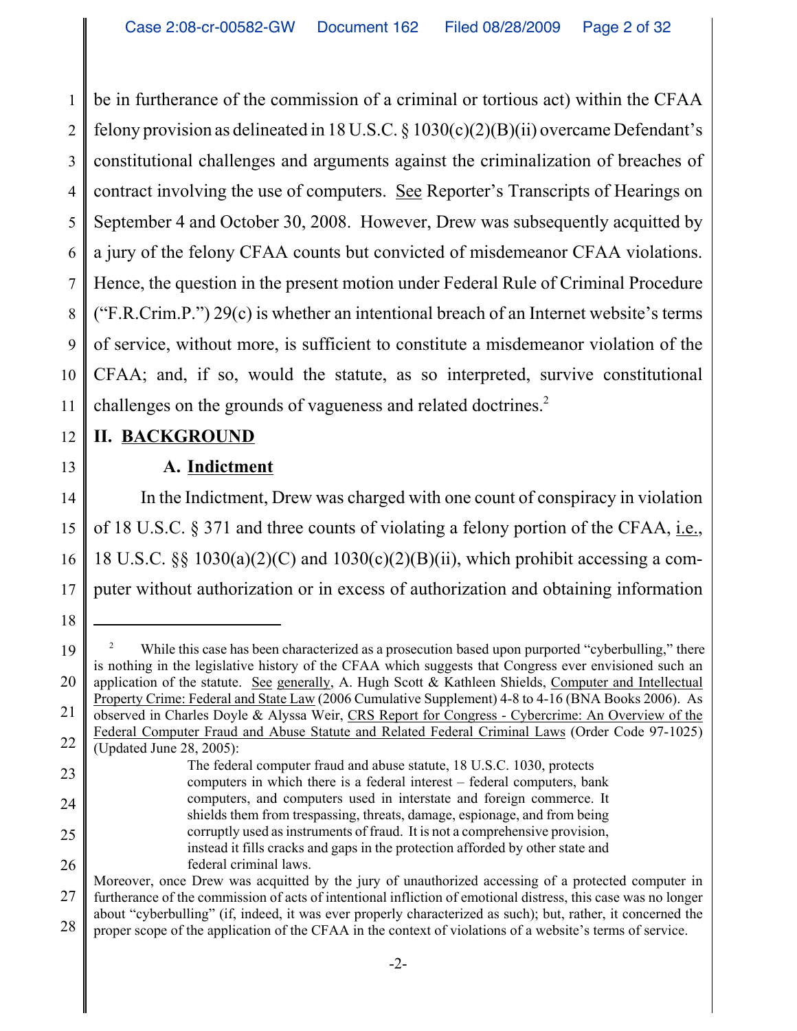be in furtherance of the commission of a criminal or tortious act) within the CFAA felony provision as delineated in 18 U.S.C. § 1030(c)(2)(B)(ii) overcame Defendant's constitutional challenges and arguments against the criminalization of breaches of contract involving the use of computers. See Reporter's Transcripts of Hearings on September 4 and October 30, 2008. However, Drew was subsequently acquitted by a jury of the felony CFAA counts but convicted of misdemeanor CFAA violations. Hence, the question in the present motion under Federal Rule of Criminal Procedure ("F.R.Crim.P.") 29(c) is whether an intentional breach of an Internet website's terms of service, without more, is sufficient to constitute a misdemeanor violation of the CFAA; and, if so, would the statute, as so interpreted, survive constitutional challenges on the grounds of vagueness and related doctrines.[2]

## II. BACKGROUND

### A. Indictment

In the Indictment, Drew was charged with one count of conspiracy in violation of 18 U.S.C. § 371 and three counts of violating a felony portion of the CFAA, i.e., 18 U.S.C. §§ 1030(a)(2)(C) and 1030(c)(2)(B)(ii), which prohibit accessing a computer without authorization or in excess of authorization and obtaining information

---

[2] While this case has been characterized as a prosecution based upon purported "cyberbulling," there is nothing in the legislative history of the CFAA which suggests that Congress ever envisioned such an application of the statute. See generally, A. Hugh Scott & Kathleen Shields, Computer and Intellectual Property Crime: Federal and State Law (2006 Cumulative Supplement) 4-8 to 4-16 (BNA Books 2006). As observed in Charles Doyle & Alyssa Weir, CRS Report for Congress - Cybercrime: An Overview of the Federal Computer Fraud and Abuse Statute and Related Federal Criminal Laws (Order Code 97-1025) (Updated June 28, 2005):

> The federal computer fraud and abuse statute, 18 U.S.C. 1030, protects computers in which there is a federal interest – federal computers, bank computers, and computers used in interstate and foreign commerce. It shields them from trespassing, threats, damage, espionage, and from being corruptly used as instruments of fraud. It is not a comprehensive provision, instead it fills cracks and gaps in the protection afforded by other state and federal criminal laws.

Moreover, once Drew was acquitted by the jury of unauthorized accessing of a protected computer in furtherance of the commission of acts of intentional infliction of emotional distress, this case was no longer about "cyberbulling" (if, indeed, it was ever properly characterized as such); but, rather, it concerned the proper scope of the application of the CFAA in the context of violations of a website's terms of service.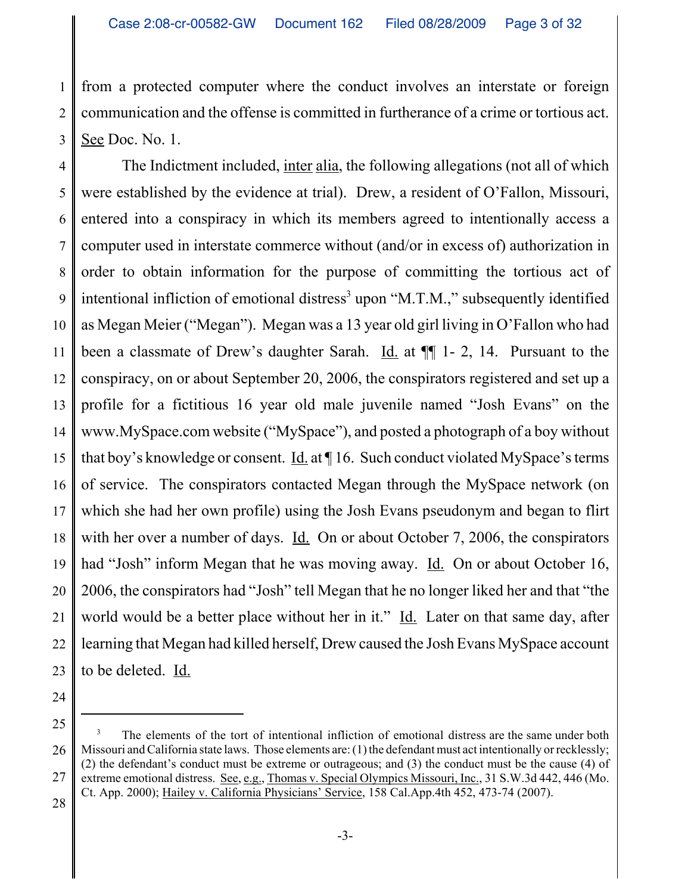from a protected computer where the conduct involves an interstate or foreign communication and the offense is committed in furtherance of a crime or tortious act. See Doc. No. 1.

The Indictment included, inter alia, the following allegations (not all of which were established by the evidence at trial). Drew, a resident of O'Fallon, Missouri, entered into a conspiracy in which its members agreed to intentionally access a computer used in interstate commerce without (and/or in excess of) authorization in order to obtain information for the purpose of committing the tortious act of intentional infliction of emotional distress[3] upon "M.T.M.," subsequently identified as Megan Meier ("Megan"). Megan was a 13 year old girl living in O'Fallon who had been a classmate of Drew's daughter Sarah. Id. at ¶¶ 1- 2, 14. Pursuant to the conspiracy, on or about September 20, 2006, the conspirators registered and set up a profile for a fictitious 16 year old male juvenile named "Josh Evans" on the www.MySpace.com website ("MySpace"), and posted a photograph of a boy without that boy's knowledge or consent. Id. at ¶ 16. Such conduct violated MySpace's terms of service. The conspirators contacted Megan through the MySpace network (on which she had her own profile) using the Josh Evans pseudonym and began to flirt with her over a number of days. Id. On or about October 7, 2006, the conspirators had "Josh" inform Megan that he was moving away. Id. On or about October 16, 2006, the conspirators had "Josh" tell Megan that he no longer liked her and that "the world would be a better place without her in it." Id. Later on that same day, after learning that Megan had killed herself, Drew caused the Josh Evans MySpace account to be deleted. Id.

---

[3] The elements of the tort of intentional infliction of emotional distress are the same under both Missouri and California state laws. Those elements are: (1) the defendant must act intentionally or recklessly; (2) the defendant's conduct must be extreme or outrageous; and (3) the conduct must be the cause (4) of extreme emotional distress. See, e.g., Thomas v. Special Olympics Missouri, Inc., 31 S.W.3d 442, 446 (Mo. Ct. App. 2000); Hailey v. California Physicians' Service, 158 Cal.App.4th 452, 473-74 (2007).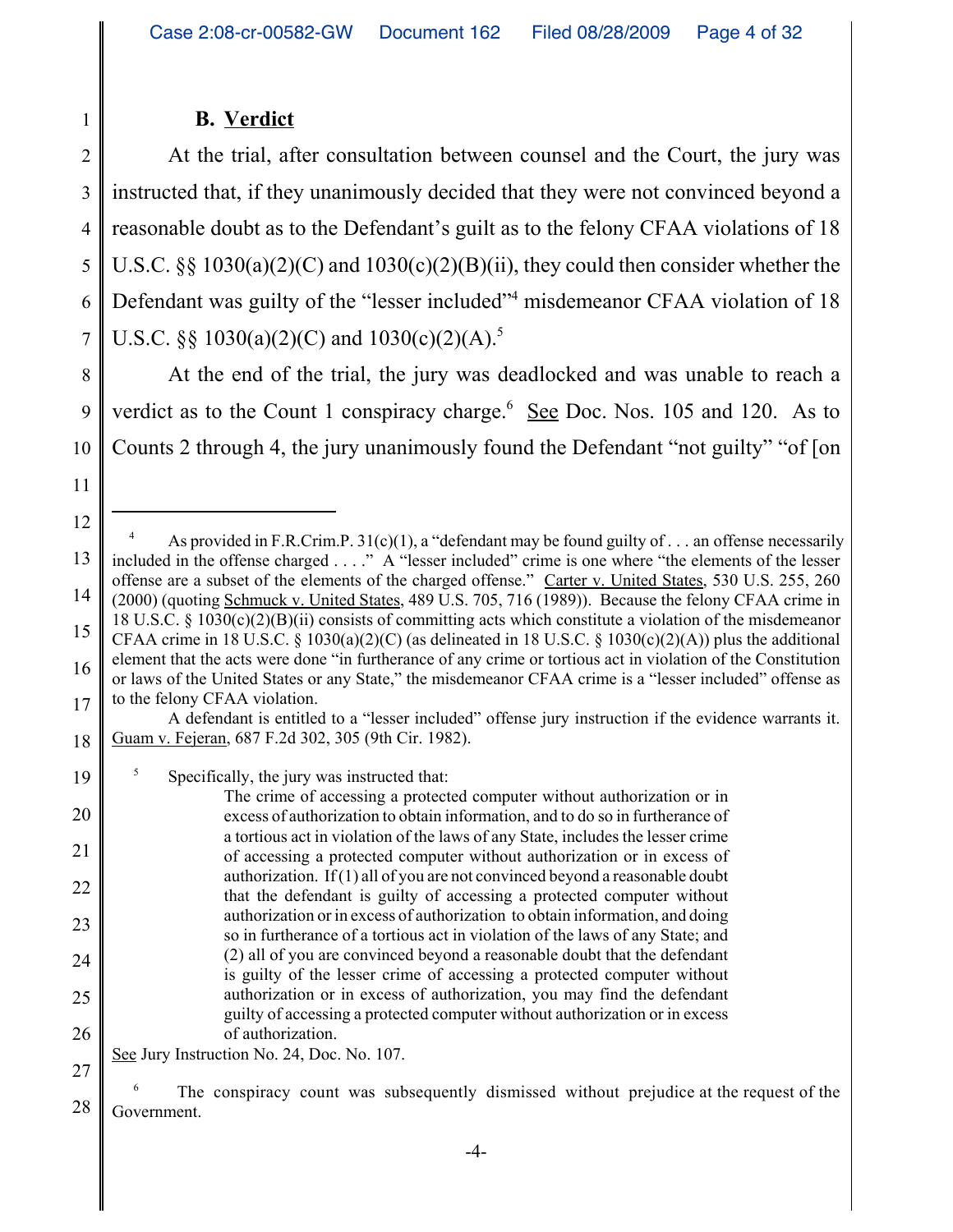### B. Verdict

At the trial, after consultation between counsel and the Court, the jury was instructed that, if they unanimously decided that they were not convinced beyond a reasonable doubt as to the Defendant's guilt as to the felony CFAA violations of 18 U.S.C. §§ 1030(a)(2)(C) and 1030(c)(2)(B)(ii), they could then consider whether the Defendant was guilty of the "lesser included"[4] misdemeanor CFAA violation of 18 U.S.C. §§ 1030(a)(2)(C) and 1030(c)(2)(A).[5]

At the end of the trial, the jury was deadlocked and was unable to reach a verdict as to the Count 1 conspiracy charge.[6] See Doc. Nos. 105 and 120. As to Counts 2 through 4, the jury unanimously found the Defendant "not guilty" "of [on

---

[4] As provided in F.R.Crim.P. 31(c)(1), a "defendant may be found guilty of . . . an offense necessarily included in the offense charged . . . ." A "lesser included" crime is one where "the elements of the lesser offense are a subset of the elements of the charged offense." Carter v. United States, 530 U.S. 255, 260 (2000) (quoting Schmuck v. United States, 489 U.S. 705, 716 (1989)). Because the felony CFAA crime in 18 U.S.C. § 1030(c)(2)(B)(ii) consists of committing acts which constitute a violation of the misdemeanor CFAA crime in 18 U.S.C. § 1030(a)(2)(C) (as delineated in 18 U.S.C. § 1030(c)(2)(A)) plus the additional element that the acts were done "in furtherance of any crime or tortious act in violation of the Constitution or laws of the United States or any State," the misdemeanor CFAA crime is a "lesser included" offense as to the felony CFAA violation.

A defendant is entitled to a "lesser included" offense jury instruction if the evidence warrants it. Guam v. Fejeran, 687 F.2d 302, 305 (9th Cir. 1982).

[5] Specifically, the jury was instructed that:

> The crime of accessing a protected computer without authorization or in excess of authorization to obtain information, and to do so in furtherance of a tortious act in violation of the laws of any State, includes the lesser crime of accessing a protected computer without authorization or in excess of authorization. If (1) all of you are not convinced beyond a reasonable doubt that the defendant is guilty of accessing a protected computer without authorization or in excess of authorization to obtain information, and doing so in furtherance of a tortious act in violation of the laws of any State; and (2) all of you are convinced beyond a reasonable doubt that the defendant is guilty of the lesser crime of accessing a protected computer without authorization or in excess of authorization, you may find the defendant guilty of accessing a protected computer without authorization or in excess of authorization.

See Jury Instruction No. 24, Doc. No. 107.

[6] The conspiracy count was subsequently dismissed without prejudice at the request of the Government.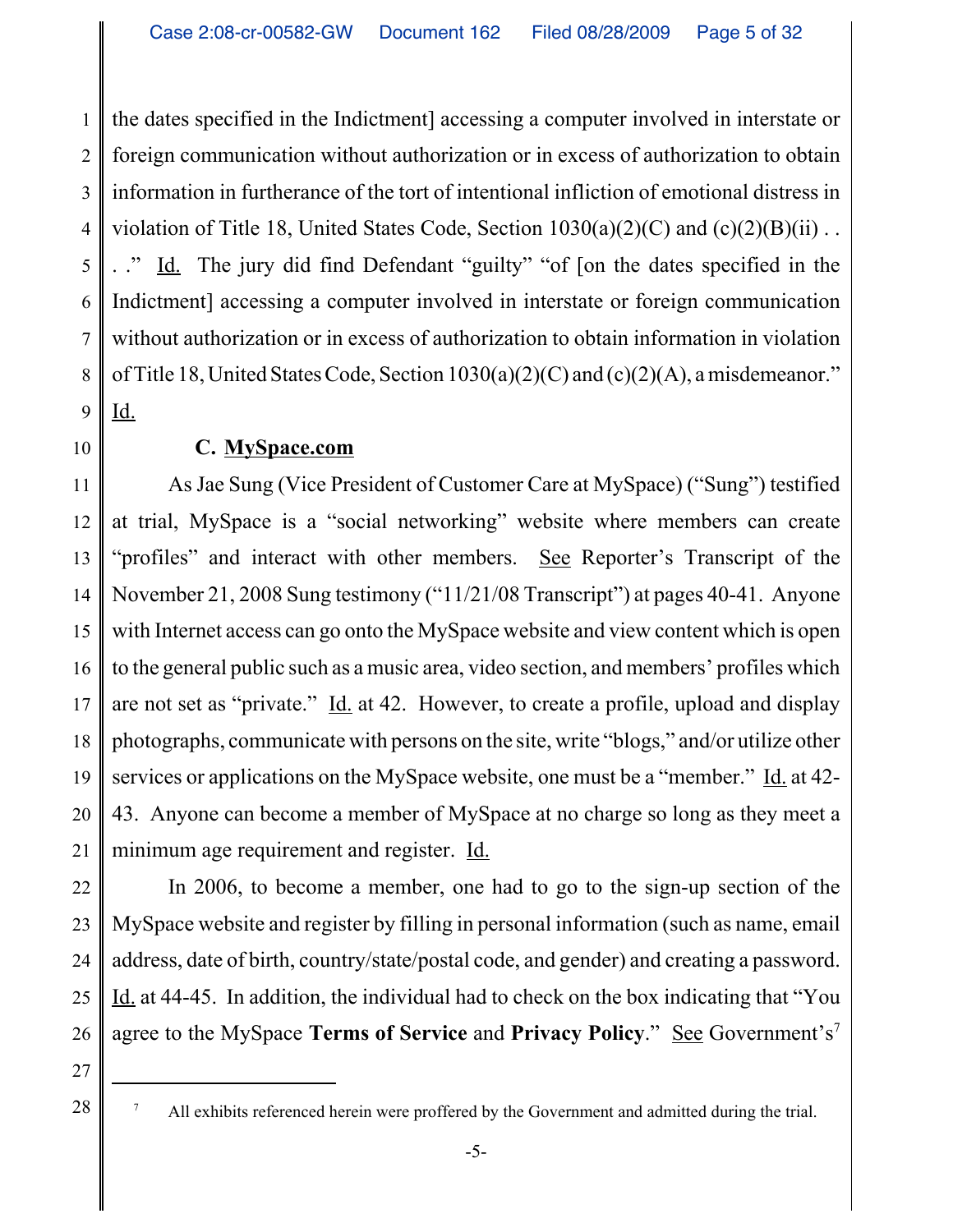the dates specified in the Indictment] accessing a computer involved in interstate or foreign communication without authorization or in excess of authorization to obtain information in furtherance of the tort of intentional infliction of emotional distress in violation of Title 18, United States Code, Section 1030(a)(2)(C) and (c)(2)(B)(ii) . . . ." Id. The jury did find Defendant "guilty" "of [on the dates specified in the Indictment] accessing a computer involved in interstate or foreign communication without authorization or in excess of authorization to obtain information in violation of Title 18, United States Code, Section 1030(a)(2)(C) and (c)(2)(A), a misdemeanor." Id.

### C. MySpace.com

As Jae Sung (Vice President of Customer Care at MySpace) ("Sung") testified at trial, MySpace is a "social networking" website where members can create "profiles" and interact with other members. See Reporter's Transcript of the November 21, 2008 Sung testimony ("11/21/08 Transcript") at pages 40-41. Anyone with Internet access can go onto the MySpace website and view content which is open to the general public such as a music area, video section, and members' profiles which are not set as "private." Id. at 42. However, to create a profile, upload and display photographs, communicate with persons on the site, write "blogs," and/or utilize other services or applications on the MySpace website, one must be a "member." Id. at 42-43. Anyone can become a member of MySpace at no charge so long as they meet a minimum age requirement and register. Id.

In 2006, to become a member, one had to go to the sign-up section of the MySpace website and register by filling in personal information (such as name, email address, date of birth, country/state/postal code, and gender) and creating a password. Id. at 44-45. In addition, the individual had to check on the box indicating that "You agree to the MySpace **Terms of Service** and **Privacy Policy**." See Government's[7]

---

[7] All exhibits referenced herein were proffered by the Government and admitted during the trial.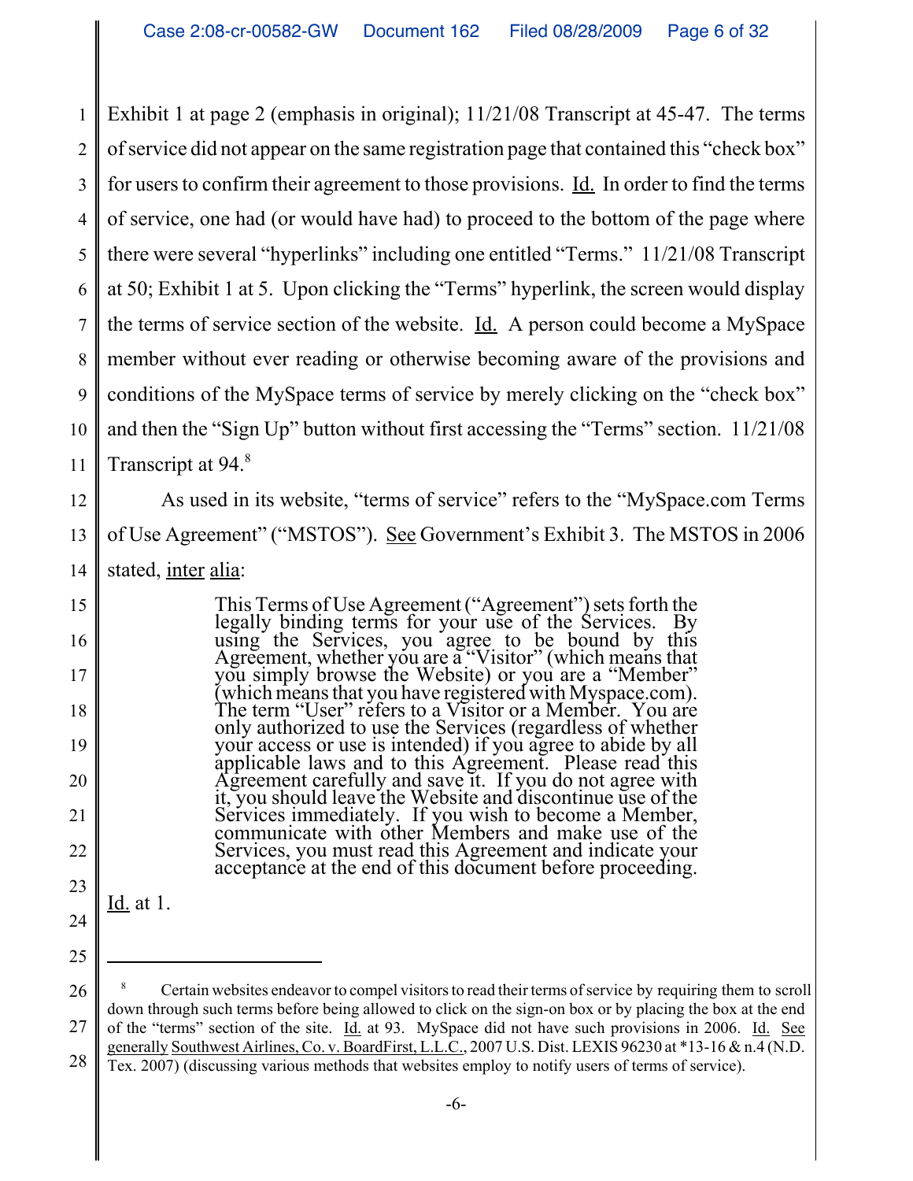Exhibit 1 at page 2 (emphasis in original); 11/21/08 Transcript at 45-47. The terms of service did not appear on the same registration page that contained this "check box" for users to confirm their agreement to those provisions. Id. In order to find the terms of service, one had (or would have had) to proceed to the bottom of the page where there were several "hyperlinks" including one entitled "Terms." 11/21/08 Transcript at 50; Exhibit 1 at 5. Upon clicking the "Terms" hyperlink, the screen would display the terms of service section of the website. Id. A person could become a MySpace member without ever reading or otherwise becoming aware of the provisions and conditions of the MySpace terms of service by merely clicking on the "check box" and then the "Sign Up" button without first accessing the "Terms" section. 11/21/08 Transcript at 94.[8]

As used in its website, "terms of service" refers to the "MySpace.com Terms of Use Agreement" ("MSTOS"). See Government's Exhibit 3. The MSTOS in 2006 stated, inter alia:

> This Terms of Use Agreement ("Agreement") sets forth the legally binding terms for your use of the Services. By using the Services, you agree to be bound by this Agreement, whether you are a "Visitor" (which means that you simply browse the Website) or you are a "Member" (which means that you have registered with Myspace.com). The term "User" refers to a Visitor or a Member. You are only authorized to use the Services (regardless of whether your access or use is intended) if you agree to abide by all applicable laws and to this Agreement. Please read this Agreement carefully and save it. If you do not agree with it, you should leave the Website and discontinue use of the Services immediately. If you wish to become a Member, communicate with other Members and make use of the Services, you must read this Agreement and indicate your acceptance at the end of this document before proceeding.

Id. at 1.

---

[8] Certain websites endeavor to compel visitors to read their terms of service by requiring them to scroll down through such terms before being allowed to click on the sign-on box or by placing the box at the end of the "terms" section of the site. Id. at 93. MySpace did not have such provisions in 2006. Id. See generally Southwest Airlines, Co. v. BoardFirst, L.L.C., 2007 U.S. Dist. LEXIS 96230 at *13-16 & n.4 (N.D. Tex. 2007) (discussing various methods that websites employ to notify users of terms of service).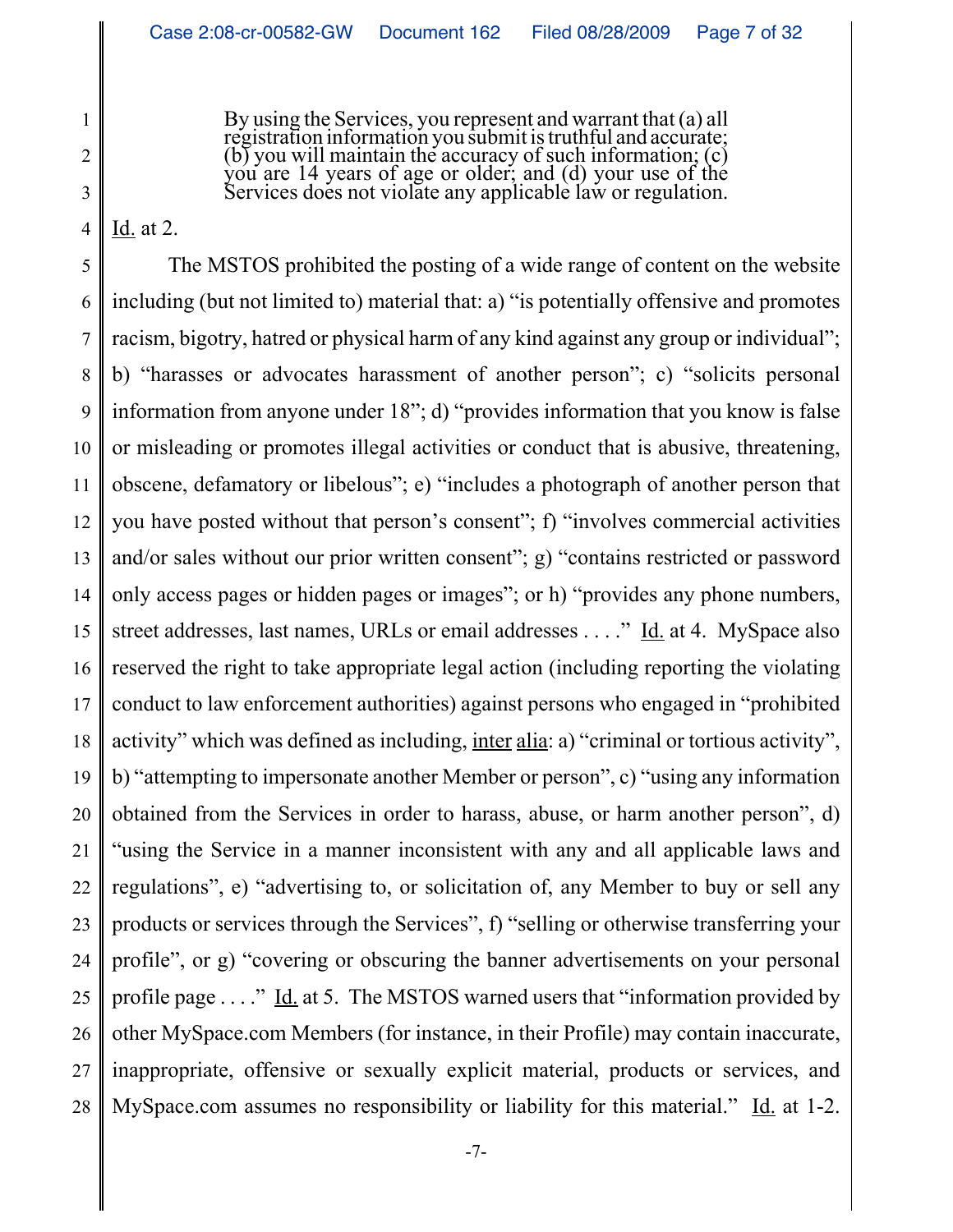> By using the Services, you represent and warrant that (a) all registration information you submit is truthful and accurate; (b) you will maintain the accuracy of such information; (c) you are 14 years of age or older; and (d) your use of the Services does not violate any applicable law or regulation.

Id. at 2.

The MSTOS prohibited the posting of a wide range of content on the website including (but not limited to) material that: a) "is potentially offensive and promotes racism, bigotry, hatred or physical harm of any kind against any group or individual"; b) "harasses or advocates harassment of another person"; c) "solicits personal information from anyone under 18"; d) "provides information that you know is false or misleading or promotes illegal activities or conduct that is abusive, threatening, obscene, defamatory or libelous"; e) "includes a photograph of another person that you have posted without that person's consent"; f) "involves commercial activities and/or sales without our prior written consent"; g) "contains restricted or password only access pages or hidden pages or images"; or h) "provides any phone numbers, street addresses, last names, URLs or email addresses . . . ." Id. at 4. MySpace also reserved the right to take appropriate legal action (including reporting the violating conduct to law enforcement authorities) against persons who engaged in "prohibited activity" which was defined as including, inter alia: a) "criminal or tortious activity", b) "attempting to impersonate another Member or person", c) "using any information obtained from the Services in order to harass, abuse, or harm another person", d) "using the Service in a manner inconsistent with any and all applicable laws and regulations", e) "advertising to, or solicitation of, any Member to buy or sell any products or services through the Services", f) "selling or otherwise transferring your profile", or g) "covering or obscuring the banner advertisements on your personal profile page . . . ." Id. at 5. The MSTOS warned users that "information provided by other MySpace.com Members (for instance, in their Profile) may contain inaccurate, inappropriate, offensive or sexually explicit material, products or services, and MySpace.com assumes no responsibility or liability for this material." Id. at 1-2.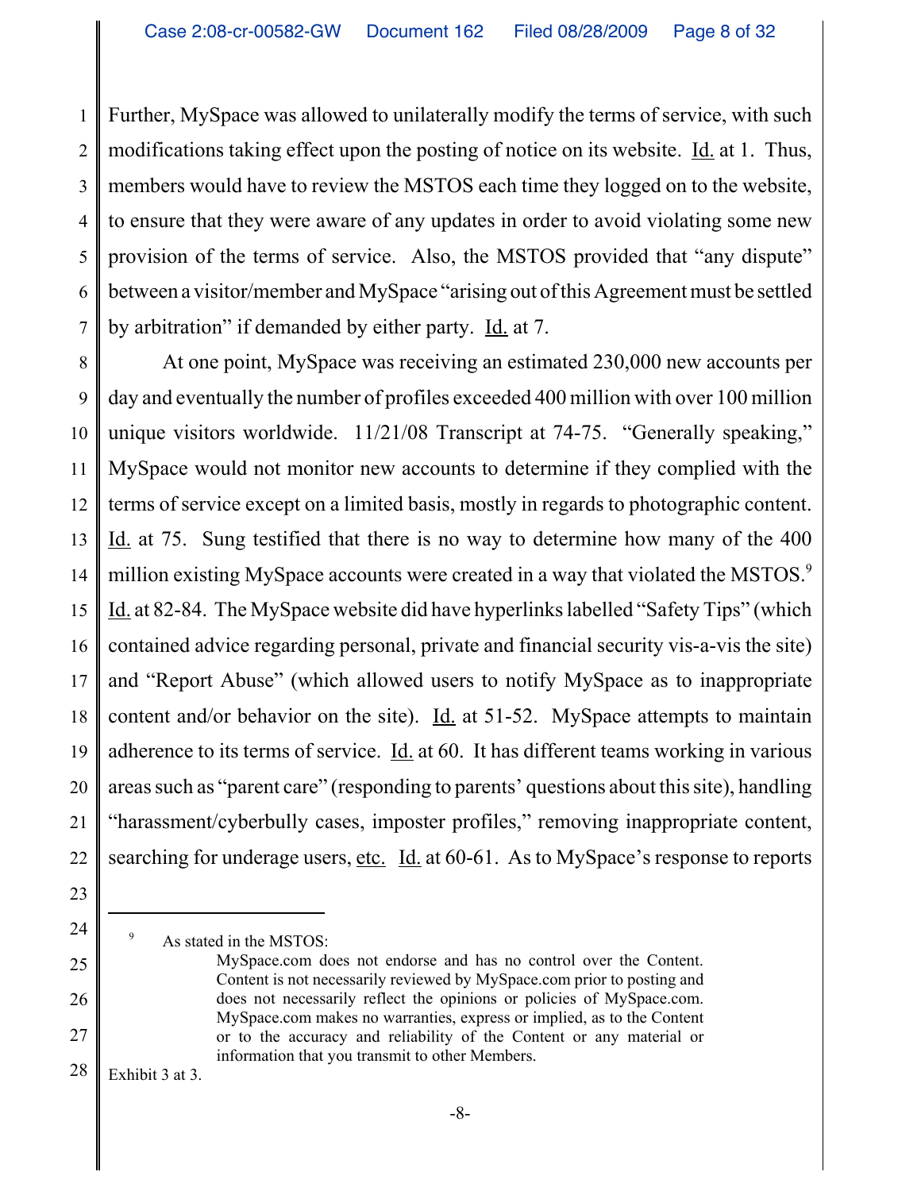Further, MySpace was allowed to unilaterally modify the terms of service, with such modifications taking effect upon the posting of notice on its website. Id. at 1. Thus, members would have to review the MSTOS each time they logged on to the website, to ensure that they were aware of any updates in order to avoid violating some new provision of the terms of service. Also, the MSTOS provided that "any dispute" between a visitor/member and MySpace "arising out of this Agreement must be settled by arbitration" if demanded by either party. Id. at 7.

At one point, MySpace was receiving an estimated 230,000 new accounts per day and eventually the number of profiles exceeded 400 million with over 100 million unique visitors worldwide. 11/21/08 Transcript at 74-75. "Generally speaking," MySpace would not monitor new accounts to determine if they complied with the terms of service except on a limited basis, mostly in regards to photographic content. Id. at 75. Sung testified that there is no way to determine how many of the 400 million existing MySpace accounts were created in a way that violated the MSTOS.[9] Id. at 82-84. The MySpace website did have hyperlinks labelled "Safety Tips" (which contained advice regarding personal, private and financial security vis-a-vis the site) and "Report Abuse" (which allowed users to notify MySpace as to inappropriate content and/or behavior on the site). Id. at 51-52. MySpace attempts to maintain adherence to its terms of service. Id. at 60. It has different teams working in various areas such as "parent care" (responding to parents' questions about this site), handling "harassment/cyberbully cases, imposter profiles," removing inappropriate content, searching for underage users, etc. Id. at 60-61. As to MySpace's response to reports

---

[9] As stated in the MSTOS:

> MySpace.com does not endorse and has no control over the Content. Content is not necessarily reviewed by MySpace.com prior to posting and does not necessarily reflect the opinions or policies of MySpace.com. MySpace.com makes no warranties, express or implied, as to the Content or to the accuracy and reliability of the Content or any material or information that you transmit to other Members.

Exhibit 3 at 3.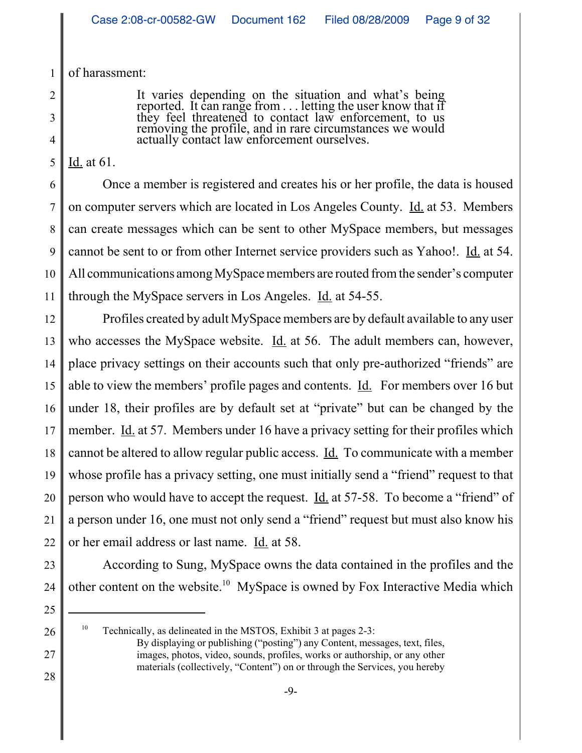of harassment:

> It varies depending on the situation and what's being reported. It can range from . . . letting the user know that if they feel threatened to contact law enforcement, to us removing the profile, and in rare circumstances we would actually contact law enforcement ourselves.

Id. at 61.

Once a member is registered and creates his or her profile, the data is housed on computer servers which are located in Los Angeles County. Id. at 53. Members can create messages which can be sent to other MySpace members, but messages cannot be sent to or from other Internet service providers such as Yahoo!. Id. at 54. All communications among MySpace members are routed from the sender's computer through the MySpace servers in Los Angeles. Id. at 54-55.

Profiles created by adult MySpace members are by default available to any user who accesses the MySpace website. Id. at 56. The adult members can, however, place privacy settings on their accounts such that only pre-authorized "friends" are able to view the members' profile pages and contents. Id. For members over 16 but under 18, their profiles are by default set at "private" but can be changed by the member. Id. at 57. Members under 16 have a privacy setting for their profiles which cannot be altered to allow regular public access. Id. To communicate with a member whose profile has a privacy setting, one must initially send a "friend" request to that person who would have to accept the request. Id. at 57-58. To become a "friend" of a person under 16, one must not only send a "friend" request but must also know his or her email address or last name. Id. at 58.

According to Sung, MySpace owns the data contained in the profiles and the other content on the website.[10] MySpace is owned by Fox Interactive Media which

---

[10] Technically, as delineated in the MSTOS, Exhibit 3 at pages 2-3:

> By displaying or publishing ("posting") any Content, messages, text, files, images, photos, video, sounds, profiles, works or authorship, or any other materials (collectively, "Content") on or through the Services, you hereby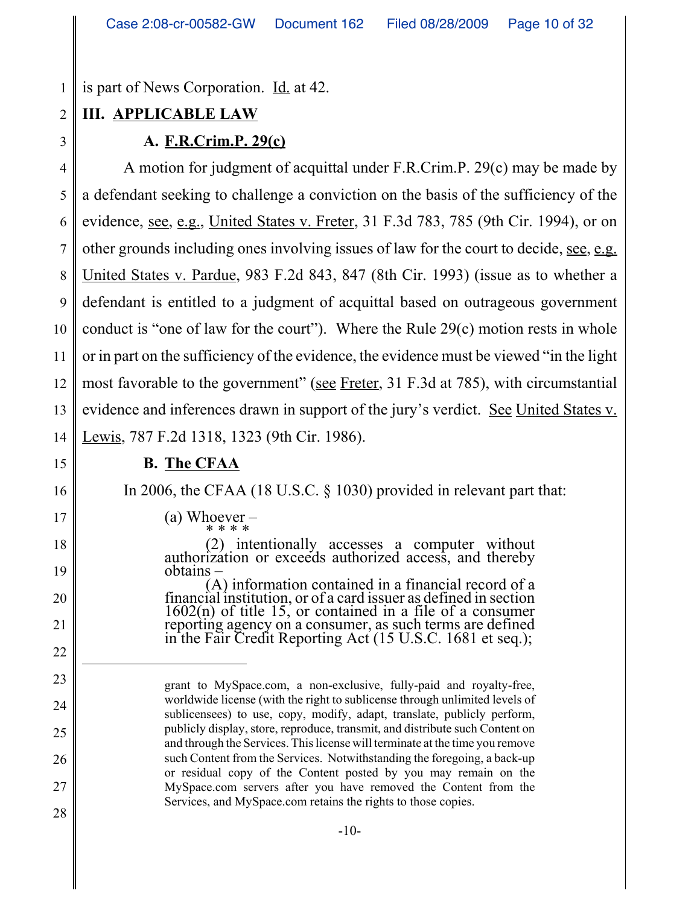is part of News Corporation. Id. at 42.

## III. APPLICABLE LAW

### A. F.R.Crim.P. 29(c)

A motion for judgment of acquittal under F.R.Crim.P. 29(c) may be made by a defendant seeking to challenge a conviction on the basis of the sufficiency of the evidence, see, e.g., United States v. Freter, 31 F.3d 783, 785 (9th Cir. 1994), or on other grounds including ones involving issues of law for the court to decide, see, e.g. United States v. Pardue, 983 F.2d 843, 847 (8th Cir. 1993) (issue as to whether a defendant is entitled to a judgment of acquittal based on outrageous government conduct is "one of law for the court"). Where the Rule 29(c) motion rests in whole or in part on the sufficiency of the evidence, the evidence must be viewed "in the light most favorable to the government" (see Freter, 31 F.3d at 785), with circumstantial evidence and inferences drawn in support of the jury's verdict. See United States v. Lewis, 787 F.2d 1318, 1323 (9th Cir. 1986).

### B. The CFAA

In 2006, the CFAA (18 U.S.C. § 1030) provided in relevant part that:

> (a) Whoever –
>
> \* \* \* \*
>
> (2) intentionally accesses a computer without authorization or exceeds authorized access, and thereby obtains –
>
> (A) information contained in a financial record of a financial institution, or of a card issuer as defined in section 1602(n) of title 15, or contained in a file of a consumer reporting agency on a consumer, as such terms are defined in the Fair Credit Reporting Act (15 U.S.C. 1681 et seq.);

---

> grant to MySpace.com, a non-exclusive, fully-paid and royalty-free, worldwide license (with the right to sublicense through unlimited levels of sublicensees) to use, copy, modify, adapt, translate, publicly perform, publicly display, store, reproduce, transmit, and distribute such Content on and through the Services. This license will terminate at the time you remove such Content from the Services. Notwithstanding the foregoing, a back-up or residual copy of the Content posted by you may remain on the MySpace.com servers after you have removed the Content from the Services, and MySpace.com retains the rights to those copies.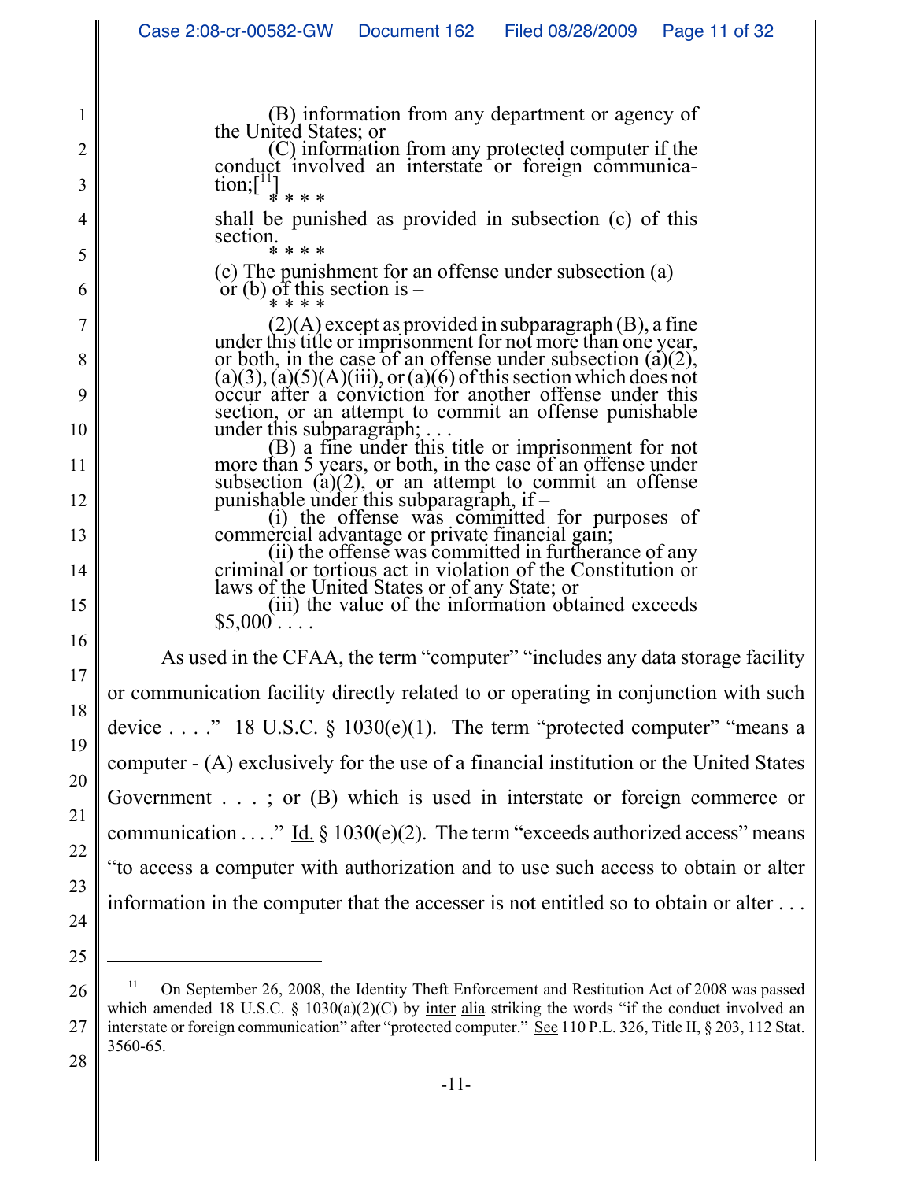> (B) information from any department or agency of the United States; or
>
> (C) information from any protected computer if the conduct involved an interstate or foreign communication;[11]
>
> \* \* \* \*
>
> shall be punished as provided in subsection (c) of this section.
>
> \* \* \* \*
>
> (c) The punishment for an offense under subsection (a) or (b) of this section is –
>
> \* \* \* \*
>
> (2)(A) except as provided in subparagraph (B), a fine under this title or imprisonment for not more than one year, or both, in the case of an offense under subsection (a)(2), (a)(3), (a)(5)(A)(iii), or (a)(6) of this section which does not occur after a conviction for another offense under this section, or an attempt to commit an offense punishable under this subparagraph; . . .
>
> (B) a fine under this title or imprisonment for not more than 5 years, or both, in the case of an offense under subsection (a)(2), or an attempt to commit an offense punishable under this subparagraph, if –
>
> (i) the offense was committed for purposes of commercial advantage or private financial gain;
>
> (ii) the offense was committed in furtherance of any criminal or tortious act in violation of the Constitution or laws of the United States or of any State; or
>
> (iii) the value of the information obtained exceeds $5,000 . . . .

As used in the CFAA, the term "computer" "includes any data storage facility or communication facility directly related to or operating in conjunction with such device . . . ." 18 U.S.C. § 1030(e)(1). The term "protected computer" "means a computer - (A) exclusively for the use of a financial institution or the United States Government . . . ; or (B) which is used in interstate or foreign commerce or communication . . . ." Id. § 1030(e)(2). The term "exceeds authorized access" means "to access a computer with authorization and to use such access to obtain or alter information in the computer that the accesser is not entitled so to obtain or alter . . .

---

[11] On September 26, 2008, the Identity Theft Enforcement and Restitution Act of 2008 was passed which amended 18 U.S.C. § 1030(a)(2)(C) by inter alia striking the words "if the conduct involved an interstate or foreign communication" after "protected computer." See 110 P.L. 326, Title II, § 203, 112 Stat. 3560-65.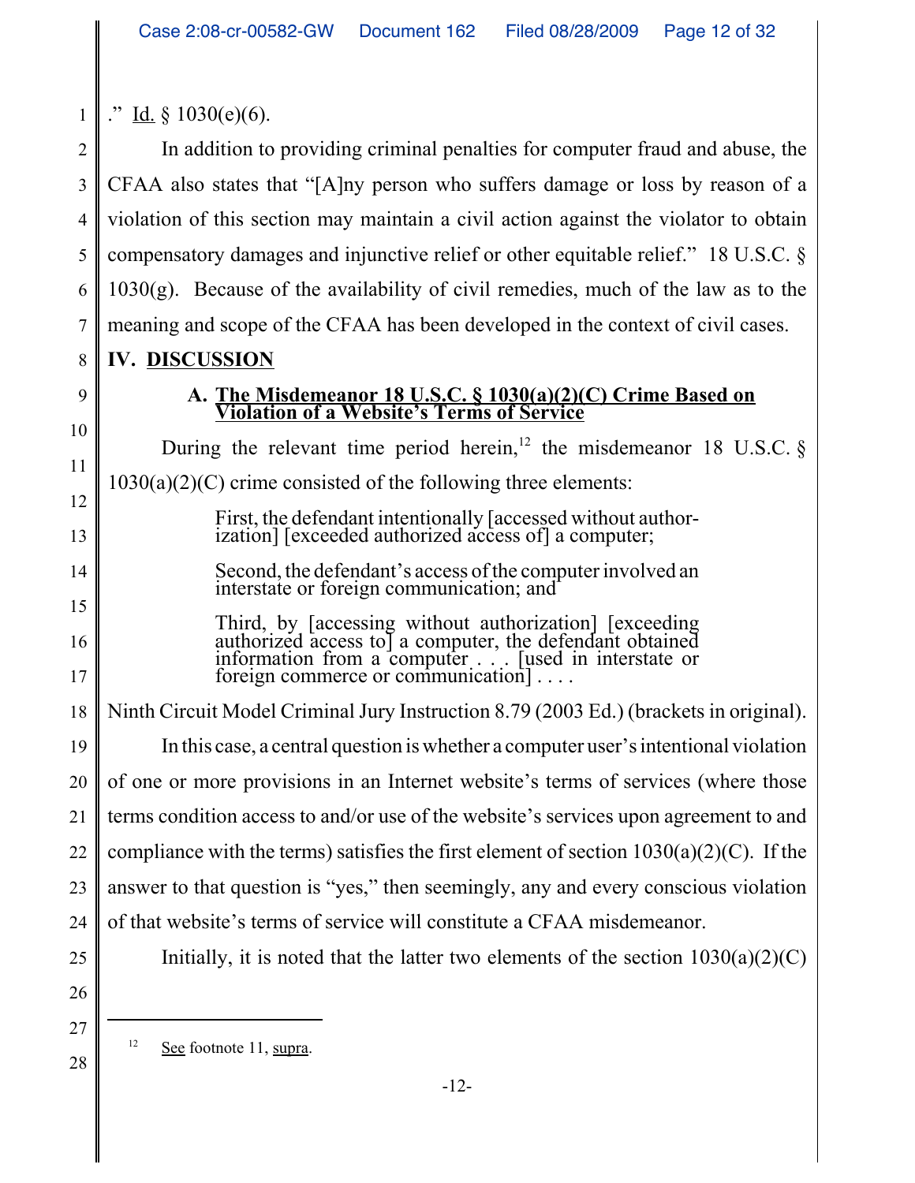." Id. § 1030(e)(6).

In addition to providing criminal penalties for computer fraud and abuse, the CFAA also states that "[A]ny person who suffers damage or loss by reason of a violation of this section may maintain a civil action against the violator to obtain compensatory damages and injunctive relief or other equitable relief." 18 U.S.C. § 1030(g). Because of the availability of civil remedies, much of the law as to the meaning and scope of the CFAA has been developed in the context of civil cases.

## IV. DISCUSSION

### A. The Misdemeanor 18 U.S.C. § 1030(a)(2)(C) Crime Based on Violation of a Website's Terms of Service

During the relevant time period herein,[12] the misdemeanor 18 U.S.C. § 1030(a)(2)(C) crime consisted of the following three elements:

> First, the defendant intentionally [accessed without authorization] [exceeded authorized access of] a computer;
>
> Second, the defendant's access of the computer involved an interstate or foreign communication; and
>
> Third, by [accessing without authorization] [exceeding authorized access to] a computer, the defendant obtained information from a computer . . . [used in interstate or foreign commerce or communication] . . . .

Ninth Circuit Model Criminal Jury Instruction 8.79 (2003 Ed.) (brackets in original).

In this case, a central question is whether a computer user's intentional violation of one or more provisions in an Internet website's terms of services (where those terms condition access to and/or use of the website's services upon agreement to and compliance with the terms) satisfies the first element of section 1030(a)(2)(C). If the answer to that question is "yes," then seemingly, any and every conscious violation of that website's terms of service will constitute a CFAA misdemeanor.

Initially, it is noted that the latter two elements of the section 1030(a)(2)(C)

---

[12] See footnote 11, supra.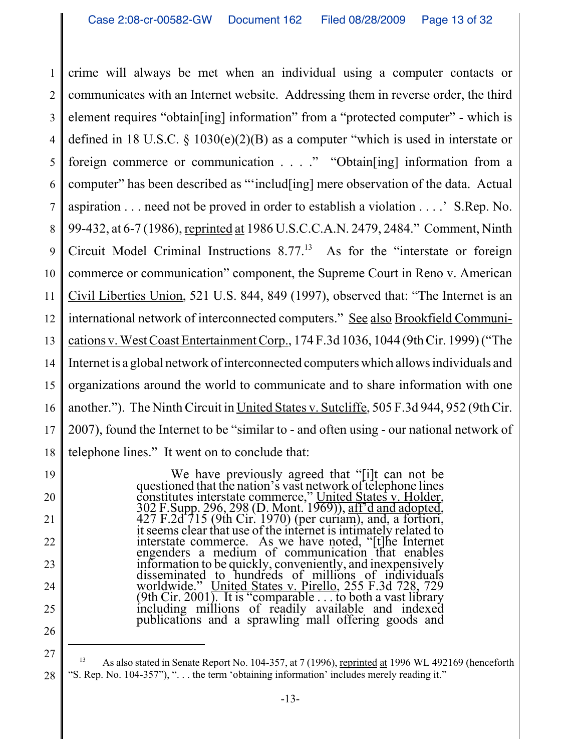crime will always be met when an individual using a computer contacts or communicates with an Internet website. Addressing them in reverse order, the third element requires "obtain[ing] information" from a "protected computer" - which is defined in 18 U.S.C. § 1030(e)(2)(B) as a computer "which is used in interstate or foreign commerce or communication . . . ." "Obtain[ing] information from a computer" has been described as "'includ[ing] mere observation of the data. Actual aspiration . . . need not be proved in order to establish a violation . . . .' S.Rep. No. 99-432, at 6-7 (1986), reprinted at 1986 U.S.C.C.A.N. 2479, 2484." Comment, Ninth Circuit Model Criminal Instructions 8.77.[13] As for the "interstate or foreign commerce or communication" component, the Supreme Court in Reno v. American Civil Liberties Union, 521 U.S. 844, 849 (1997), observed that: "The Internet is an international network of interconnected computers." See also Brookfield Communications v. West Coast Entertainment Corp., 174 F.3d 1036, 1044 (9th Cir. 1999) ("The Internet is a global network of interconnected computers which allows individuals and organizations around the world to communicate and to share information with one another."). The Ninth Circuit in United States v. Sutcliffe, 505 F.3d 944, 952 (9th Cir. 2007), found the Internet to be "similar to - and often using - our national network of telephone lines." It went on to conclude that:

> We have previously agreed that "[i]t can not be questioned that the nation's vast network of telephone lines constitutes interstate commerce," United States v. Holder, 302 F.Supp. 296, 298 (D. Mont. 1969)), aff'd and adopted, 427 F.2d 715 (9th Cir. 1970) (per curiam), and, a fortiori, it seems clear that use of the internet is intimately related to interstate commerce. As we have noted, "[t]he Internet engenders a medium of communication that enables information to be quickly, conveniently, and inexpensively disseminated to hundreds of millions of individuals worldwide." United States v. Pirello, 255 F.3d 728, 729 (9th Cir. 2001). It is "comparable . . . to both a vast library including millions of readily available and indexed publications and a sprawling mall offering goods and

---

[13] As also stated in Senate Report No. 104-357, at 7 (1996), reprinted at 1996 WL 492169 (henceforth "S. Rep. No. 104-357"), ". . . the term 'obtaining information' includes merely reading it."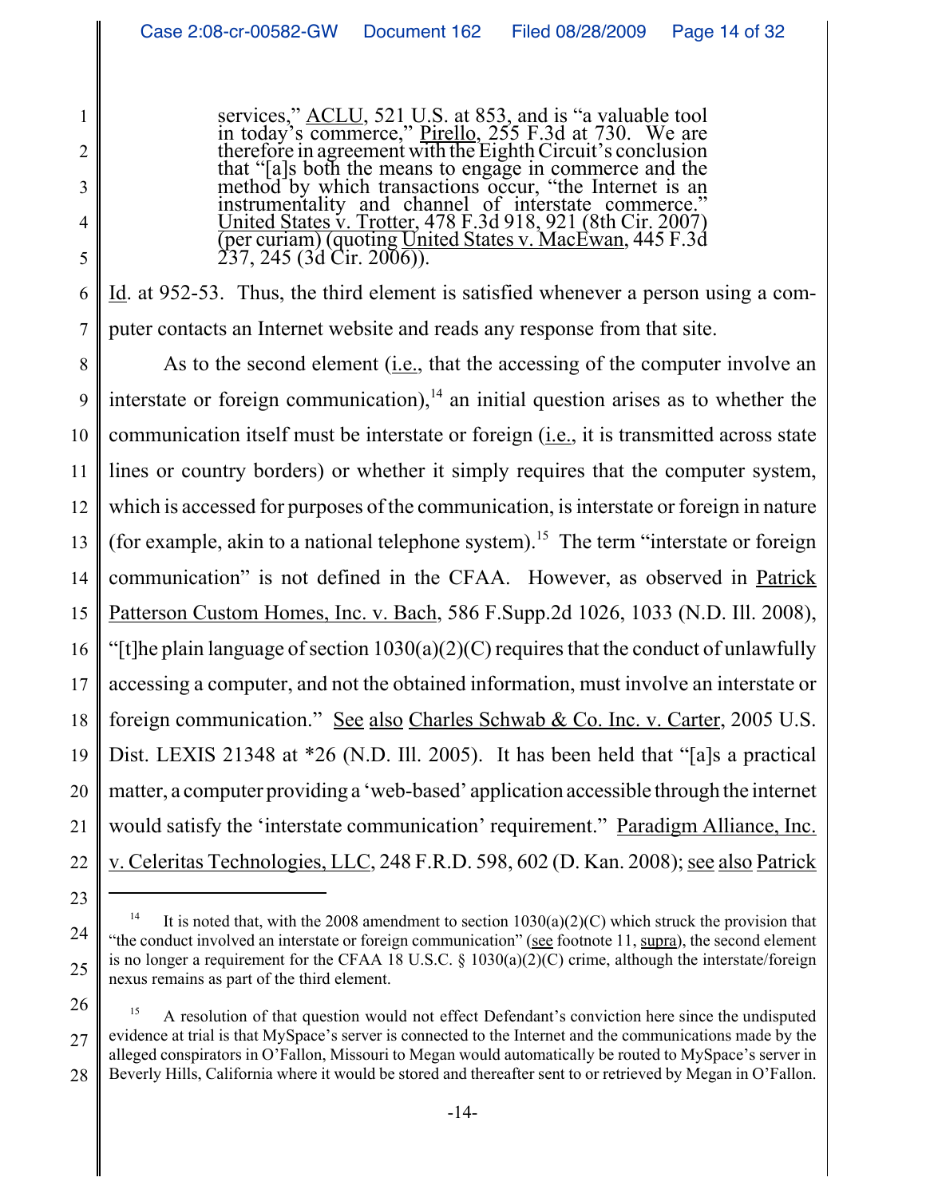> services," ACLU, 521 U.S. at 853, and is "a valuable tool in today's commerce," Pirello, 255 F.3d at 730. We are therefore in agreement with the Eighth Circuit's conclusion that "[a]s both the means to engage in commerce and the method by which transactions occur, "the Internet is an instrumentality and channel of interstate commerce." United States v. Trotter, 478 F.3d 918, 921 (8th Cir. 2007) (per curiam) (quoting United States v. MacEwan, 445 F.3d 237, 245 (3d Cir. 2006)).

Id. at 952-53. Thus, the third element is satisfied whenever a person using a computer contacts an Internet website and reads any response from that site.

As to the second element (i.e., that the accessing of the computer involve an interstate or foreign communication),[14] an initial question arises as to whether the communication itself must be interstate or foreign (i.e., it is transmitted across state lines or country borders) or whether it simply requires that the computer system, which is accessed for purposes of the communication, is interstate or foreign in nature (for example, akin to a national telephone system).[15] The term "interstate or foreign communication" is not defined in the CFAA. However, as observed in Patrick Patterson Custom Homes, Inc. v. Bach, 586 F.Supp.2d 1026, 1033 (N.D. Ill. 2008), "[t]he plain language of section 1030(a)(2)(C) requires that the conduct of unlawfully accessing a computer, and not the obtained information, must involve an interstate or foreign communication." See also Charles Schwab & Co. Inc. v. Carter, 2005 U.S. Dist. LEXIS 21348 at *26 (N.D. Ill. 2005). It has been held that "[a]s a practical matter, a computer providing a 'web-based' application accessible through the internet would satisfy the 'interstate communication' requirement." Paradigm Alliance, Inc. v. Celeritas Technologies, LLC, 248 F.R.D. 598, 602 (D. Kan. 2008); see also Patrick

---

[14] It is noted that, with the 2008 amendment to section 1030(a)(2)(C) which struck the provision that "the conduct involved an interstate or foreign communication" (see footnote 11, supra), the second element is no longer a requirement for the CFAA 18 U.S.C. § 1030(a)(2)(C) crime, although the interstate/foreign nexus remains as part of the third element.

[15] A resolution of that question would not effect Defendant's conviction here since the undisputed evidence at trial is that MySpace's server is connected to the Internet and the communications made by the alleged conspirators in O'Fallon, Missouri to Megan would automatically be routed to MySpace's server in Beverly Hills, California where it would be stored and thereafter sent to or retrieved by Megan in O'Fallon.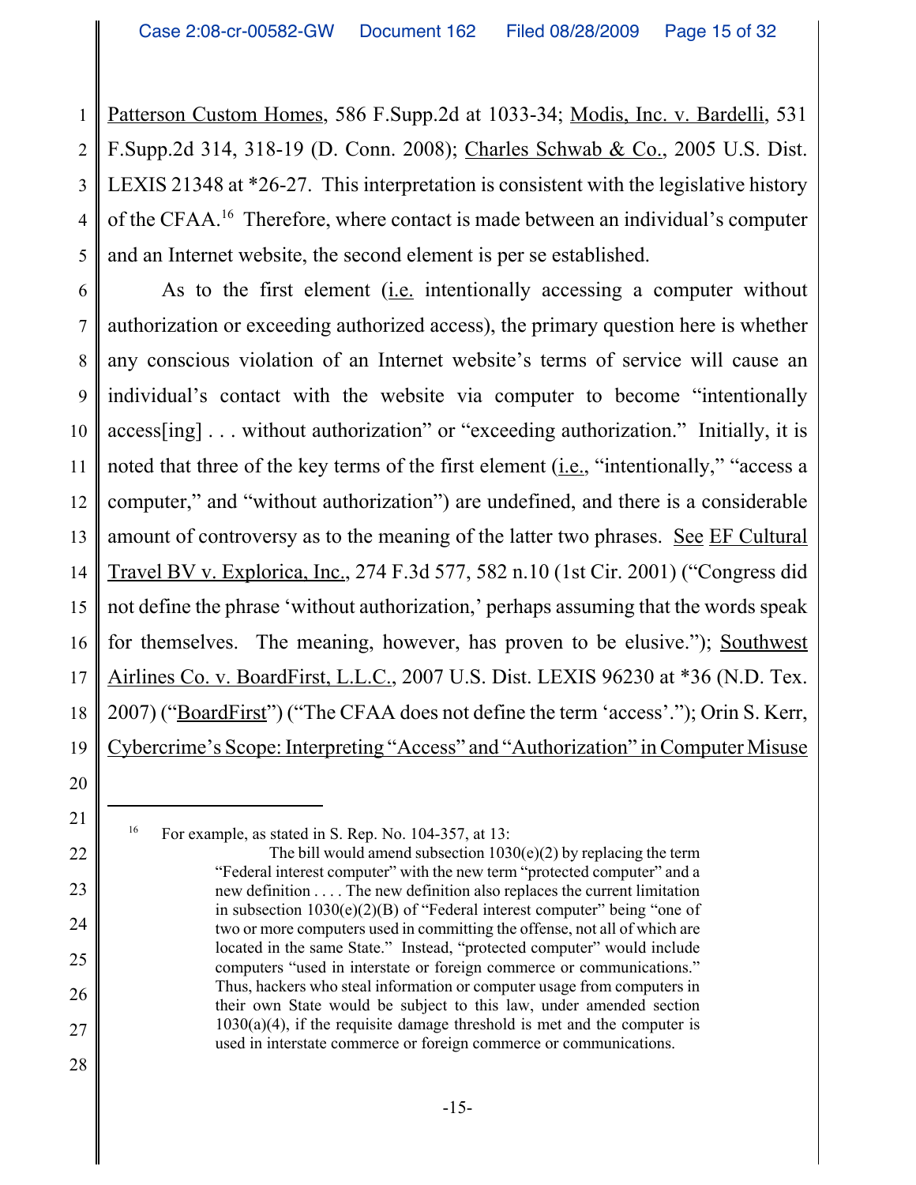Patterson Custom Homes, 586 F.Supp.2d at 1033-34; Modis, Inc. v. Bardelli, 531 F.Supp.2d 314, 318-19 (D. Conn. 2008); Charles Schwab & Co., 2005 U.S. Dist. LEXIS 21348 at *26-27. This interpretation is consistent with the legislative history of the CFAA.[16] Therefore, where contact is made between an individual's computer and an Internet website, the second element is per se established.

As to the first element (i.e. intentionally accessing a computer without authorization or exceeding authorized access), the primary question here is whether any conscious violation of an Internet website's terms of service will cause an individual's contact with the website via computer to become "intentionally access[ing] . . . without authorization" or "exceeding authorization." Initially, it is noted that three of the key terms of the first element (i.e., "intentionally," "access a computer," and "without authorization") are undefined, and there is a considerable amount of controversy as to the meaning of the latter two phrases. See EF Cultural Travel BV v. Explorica, Inc., 274 F.3d 577, 582 n.10 (1st Cir. 2001) ("Congress did not define the phrase 'without authorization,' perhaps assuming that the words speak for themselves. The meaning, however, has proven to be elusive."); Southwest Airlines Co. v. BoardFirst, L.L.C., 2007 U.S. Dist. LEXIS 96230 at *36 (N.D. Tex. 2007) ("BoardFirst") ("The CFAA does not define the term 'access'."); Orin S. Kerr, Cybercrime's Scope: Interpreting "Access" and "Authorization" in Computer Misuse

---

[16] For example, as stated in S. Rep. No. 104-357, at 13:

> The bill would amend subsection 1030(e)(2) by replacing the term "Federal interest computer" with the new term "protected computer" and a new definition . . . . The new definition also replaces the current limitation in subsection 1030(e)(2)(B) of "Federal interest computer" being "one of two or more computers used in committing the offense, not all of which are located in the same State." Instead, "protected computer" would include computers "used in interstate or foreign commerce or communications." Thus, hackers who steal information or computer usage from computers in their own State would be subject to this law, under amended section 1030(a)(4), if the requisite damage threshold is met and the computer is used in interstate commerce or foreign commerce or communications.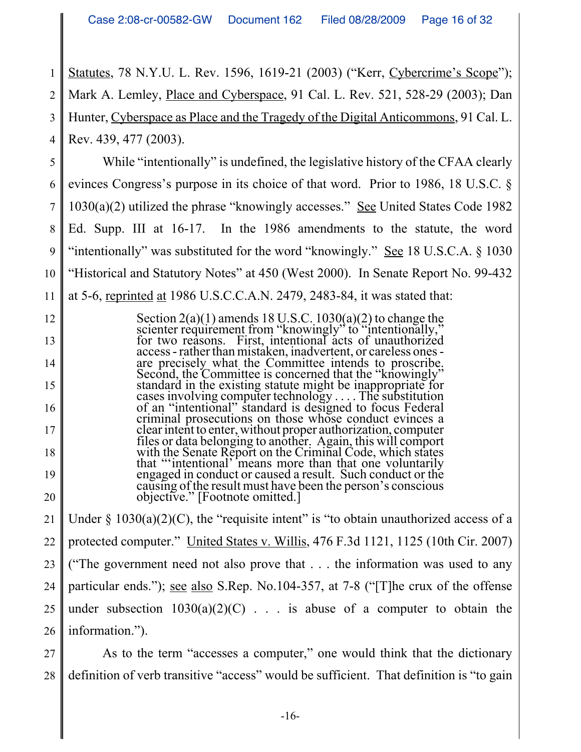Statutes, 78 N.Y.U. L. Rev. 1596, 1619-21 (2003) ("Kerr, Cybercrime's Scope"); Mark A. Lemley, Place and Cyberspace, 91 Cal. L. Rev. 521, 528-29 (2003); Dan Hunter, Cyberspace as Place and the Tragedy of the Digital Anticommons, 91 Cal. L. Rev. 439, 477 (2003).

While "intentionally" is undefined, the legislative history of the CFAA clearly evinces Congress's purpose in its choice of that word. Prior to 1986, 18 U.S.C. § 1030(a)(2) utilized the phrase "knowingly accesses." See United States Code 1982 Ed. Supp. III at 16-17. In the 1986 amendments to the statute, the word "intentionally" was substituted for the word "knowingly." See 18 U.S.C.A. § 1030 "Historical and Statutory Notes" at 450 (West 2000). In Senate Report No. 99-432 at 5-6, reprinted at 1986 U.S.C.C.A.N. 2479, 2483-84, it was stated that:

> Section 2(a)(1) amends 18 U.S.C. 1030(a)(2) to change the scienter requirement from "knowingly" to "intentionally," for two reasons. First, intentional acts of unauthorized access - rather than mistaken, inadvertent, or careless ones - are precisely what the Committee intends to proscribe. Second, the Committee is concerned that the "knowingly" standard in the existing statute might be inappropriate for cases involving computer technology . . . . The substitution of an "intentional" standard is designed to focus Federal criminal prosecutions on those whose conduct evinces a clear intent to enter, without proper authorization, computer files or data belonging to another. Again, this will comport with the Senate Report on the Criminal Code, which states that "'intentional' means more than that one voluntarily engaged in conduct or caused a result. Such conduct or the causing of the result must have been the person's conscious objective." [Footnote omitted.]

Under § 1030(a)(2)(C), the "requisite intent" is "to obtain unauthorized access of a protected computer." United States v. Willis, 476 F.3d 1121, 1125 (10th Cir. 2007) ("The government need not also prove that . . . the information was used to any particular ends."); see also S.Rep. No.104-357, at 7-8 ("[T]he crux of the offense under subsection 1030(a)(2)(C) . . . is abuse of a computer to obtain the information.").

As to the term "accesses a computer," one would think that the dictionary definition of verb transitive "access" would be sufficient. That definition is "to gain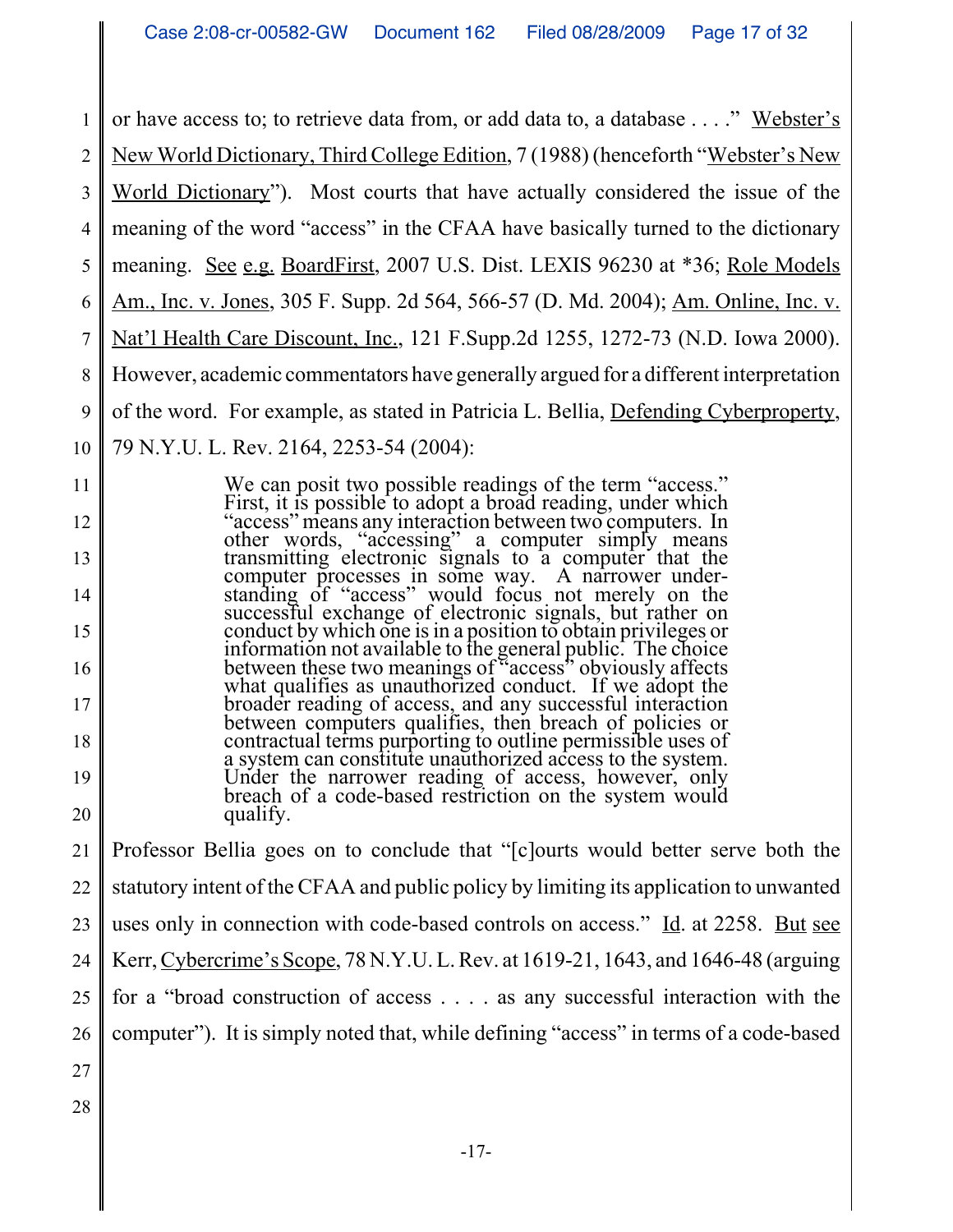or have access to; to retrieve data from, or add data to, a database . . . ." Webster's New World Dictionary, Third College Edition, 7 (1988) (henceforth "Webster's New World Dictionary"). Most courts that have actually considered the issue of the meaning of the word "access" in the CFAA have basically turned to the dictionary meaning. See e.g. BoardFirst, 2007 U.S. Dist. LEXIS 96230 at *36; Role Models Am., Inc. v. Jones, 305 F. Supp. 2d 564, 566-57 (D. Md. 2004); Am. Online, Inc. v. Nat'l Health Care Discount, Inc., 121 F.Supp.2d 1255, 1272-73 (N.D. Iowa 2000). However, academic commentators have generally argued for a different interpretation of the word. For example, as stated in Patricia L. Bellia, Defending Cyberproperty, 79 N.Y.U. L. Rev. 2164, 2253-54 (2004):

> We can posit two possible readings of the term "access." First, it is possible to adopt a broad reading, under which "access" means any interaction between two computers. In other words, "accessing" a computer simply means transmitting electronic signals to a computer that the computer processes in some way. A narrower understanding of "access" would focus not merely on the successful exchange of electronic signals, but rather on conduct by which one is in a position to obtain privileges or information not available to the general public. The choice between these two meanings of "access" obviously affects what qualifies as unauthorized conduct. If we adopt the broader reading of access, and any successful interaction between computers qualifies, then breach of policies or contractual terms purporting to outline permissible uses of a system can constitute unauthorized access to the system. Under the narrower reading of access, however, only breach of a code-based restriction on the system would qualify.

Professor Bellia goes on to conclude that "[c]ourts would better serve both the statutory intent of the CFAA and public policy by limiting its application to unwanted uses only in connection with code-based controls on access." Id. at 2258. But see Kerr, Cybercrime's Scope, 78 N.Y.U. L. Rev. at 1619-21, 1643, and 1646-48 (arguing for a "broad construction of access . . . . as any successful interaction with the computer"). It is simply noted that, while defining "access" in terms of a code-based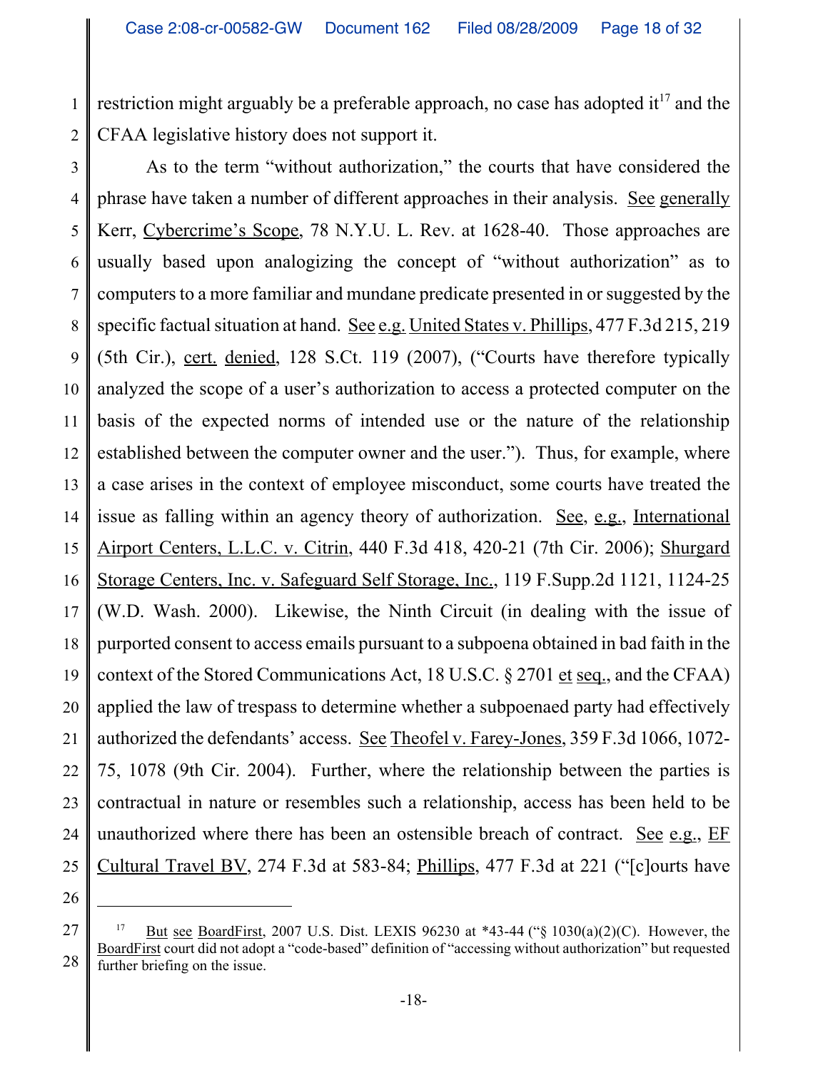restriction might arguably be a preferable approach, no case has adopted it[17] and the CFAA legislative history does not support it.

As to the term "without authorization," the courts that have considered the phrase have taken a number of different approaches in their analysis. See generally Kerr, Cybercrime's Scope, 78 N.Y.U. L. Rev. at 1628-40. Those approaches are usually based upon analogizing the concept of "without authorization" as to computers to a more familiar and mundane predicate presented in or suggested by the specific factual situation at hand. See e.g. United States v. Phillips, 477 F.3d 215, 219 (5th Cir.), cert. denied, 128 S.Ct. 119 (2007), ("Courts have therefore typically analyzed the scope of a user's authorization to access a protected computer on the basis of the expected norms of intended use or the nature of the relationship established between the computer owner and the user."). Thus, for example, where a case arises in the context of employee misconduct, some courts have treated the issue as falling within an agency theory of authorization. See, e.g., International Airport Centers, L.L.C. v. Citrin, 440 F.3d 418, 420-21 (7th Cir. 2006); Shurgard Storage Centers, Inc. v. Safeguard Self Storage, Inc., 119 F.Supp.2d 1121, 1124-25 (W.D. Wash. 2000). Likewise, the Ninth Circuit (in dealing with the issue of purported consent to access emails pursuant to a subpoena obtained in bad faith in the context of the Stored Communications Act, 18 U.S.C. § 2701 et seq., and the CFAA) applied the law of trespass to determine whether a subpoenaed party had effectively authorized the defendants' access. See Theofel v. Farey-Jones, 359 F.3d 1066, 1072-75, 1078 (9th Cir. 2004). Further, where the relationship between the parties is contractual in nature or resembles such a relationship, access has been held to be unauthorized where there has been an ostensible breach of contract. See e.g., EF Cultural Travel BV, 274 F.3d at 583-84; Phillips, 477 F.3d at 221 ("[c]ourts have

---

[17] But see BoardFirst, 2007 U.S. Dist. LEXIS 96230 at *43-44 ("§ 1030(a)(2)(C). However, the BoardFirst court did not adopt a "code-based" definition of "accessing without authorization" but requested further briefing on the issue.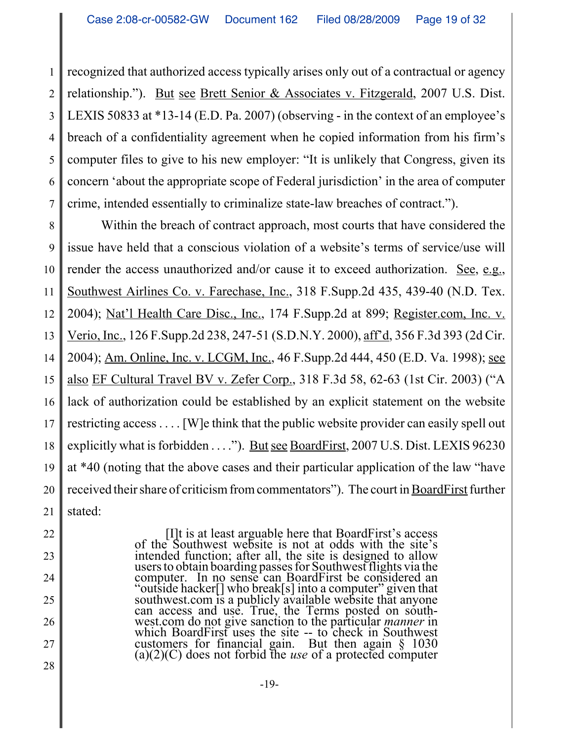recognized that authorized access typically arises only out of a contractual or agency relationship."). But see Brett Senior & Associates v. Fitzgerald, 2007 U.S. Dist. LEXIS 50833 at *13-14 (E.D. Pa. 2007) (observing - in the context of an employee's breach of a confidentiality agreement when he copied information from his firm's computer files to give to his new employer: "It is unlikely that Congress, given its concern 'about the appropriate scope of Federal jurisdiction' in the area of computer crime, intended essentially to criminalize state-law breaches of contract.").

Within the breach of contract approach, most courts that have considered the issue have held that a conscious violation of a website's terms of service/use will render the access unauthorized and/or cause it to exceed authorization. See, e.g., Southwest Airlines Co. v. Farechase, Inc., 318 F.Supp.2d 435, 439-40 (N.D. Tex. 2004); Nat'l Health Care Disc., Inc., 174 F.Supp.2d at 899; Register.com, Inc. v. Verio, Inc., 126 F.Supp.2d 238, 247-51 (S.D.N.Y. 2000), aff'd, 356 F.3d 393 (2d Cir. 2004); Am. Online, Inc. v. LCGM, Inc., 46 F.Supp.2d 444, 450 (E.D. Va. 1998); see also EF Cultural Travel BV v. Zefer Corp., 318 F.3d 58, 62-63 (1st Cir. 2003) ("A lack of authorization could be established by an explicit statement on the website restricting access . . . . [W]e think that the public website provider can easily spell out explicitly what is forbidden . . . ."). But see BoardFirst, 2007 U.S. Dist. LEXIS 96230 at *40 (noting that the above cases and their particular application of the law "have received their share of criticism from commentators"). The court in BoardFirst further stated:

> [I]t is at least arguable here that BoardFirst's access of the Southwest website is not at odds with the site's intended function; after all, the site is designed to allow users to obtain boarding passes for Southwest flights via the computer. In no sense can BoardFirst be considered an "outside hacker[] who break[s] into a computer" given that southwest.com is a publicly available website that anyone can access and use. True, the Terms posted on southwest.com do not give sanction to the particular *manner* in which BoardFirst uses the site -- to check in Southwest customers for financial gain. But then again § 1030 (a)(2)(C) does not forbid the *use* of a protected computer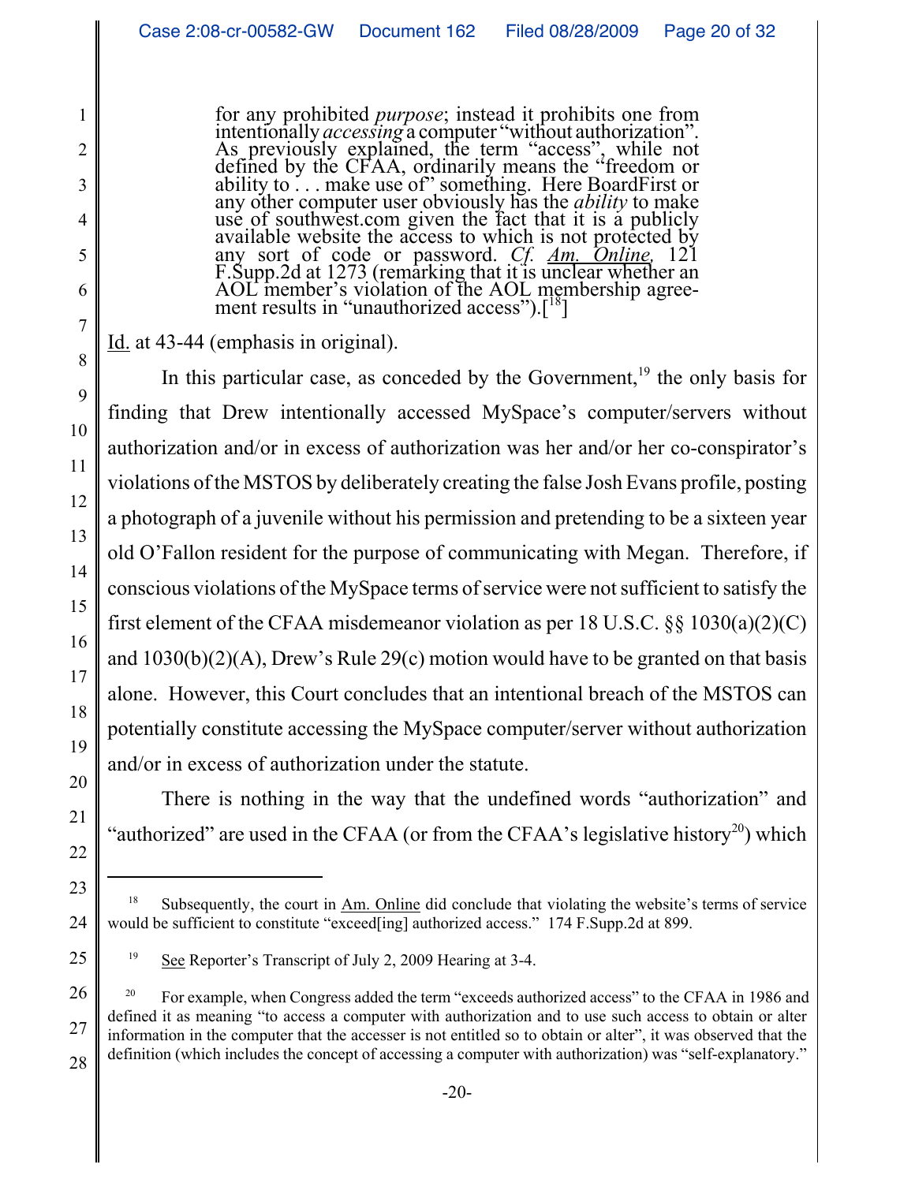> for any prohibited *purpose*; instead it prohibits one from intentionally *accessing* a computer "without authorization". As previously explained, the term "access", while not defined by the CFAA, ordinarily means the "freedom or ability to . . . make use of" something. Here BoardFirst or any other computer user obviously has the *ability* to make use of southwest.com given the fact that it is a publicly available website the access to which is not protected by any sort of code or password. *Cf.* *Am. Online*, 121 F.Supp.2d at 1273 (remarking that it is unclear whether an AOL member's violation of the AOL membership agreement results in "unauthorized access").[18]

Id. at 43-44 (emphasis in original).

In this particular case, as conceded by the Government,[19] the only basis for finding that Drew intentionally accessed MySpace's computer/servers without authorization and/or in excess of authorization was her and/or her co-conspirator's violations of the MSTOS by deliberately creating the false Josh Evans profile, posting a photograph of a juvenile without his permission and pretending to be a sixteen year old O'Fallon resident for the purpose of communicating with Megan. Therefore, if conscious violations of the MySpace terms of service were not sufficient to satisfy the first element of the CFAA misdemeanor violation as per 18 U.S.C. §§ 1030(a)(2)(C) and 1030(b)(2)(A), Drew's Rule 29(c) motion would have to be granted on that basis alone. However, this Court concludes that an intentional breach of the MSTOS can potentially constitute accessing the MySpace computer/server without authorization and/or in excess of authorization under the statute.

There is nothing in the way that the undefined words "authorization" and "authorized" are used in the CFAA (or from the CFAA's legislative history[20]) which

---

[18] Subsequently, the court in Am. Online did conclude that violating the website's terms of service would be sufficient to constitute "exceed[ing] authorized access." 174 F.Supp.2d at 899.

[19] See Reporter's Transcript of July 2, 2009 Hearing at 3-4.

[20] For example, when Congress added the term "exceeds authorized access" to the CFAA in 1986 and defined it as meaning "to access a computer with authorization and to use such access to obtain or alter information in the computer that the accesser is not entitled so to obtain or alter", it was observed that the definition (which includes the concept of accessing a computer with authorization) was "self-explanatory."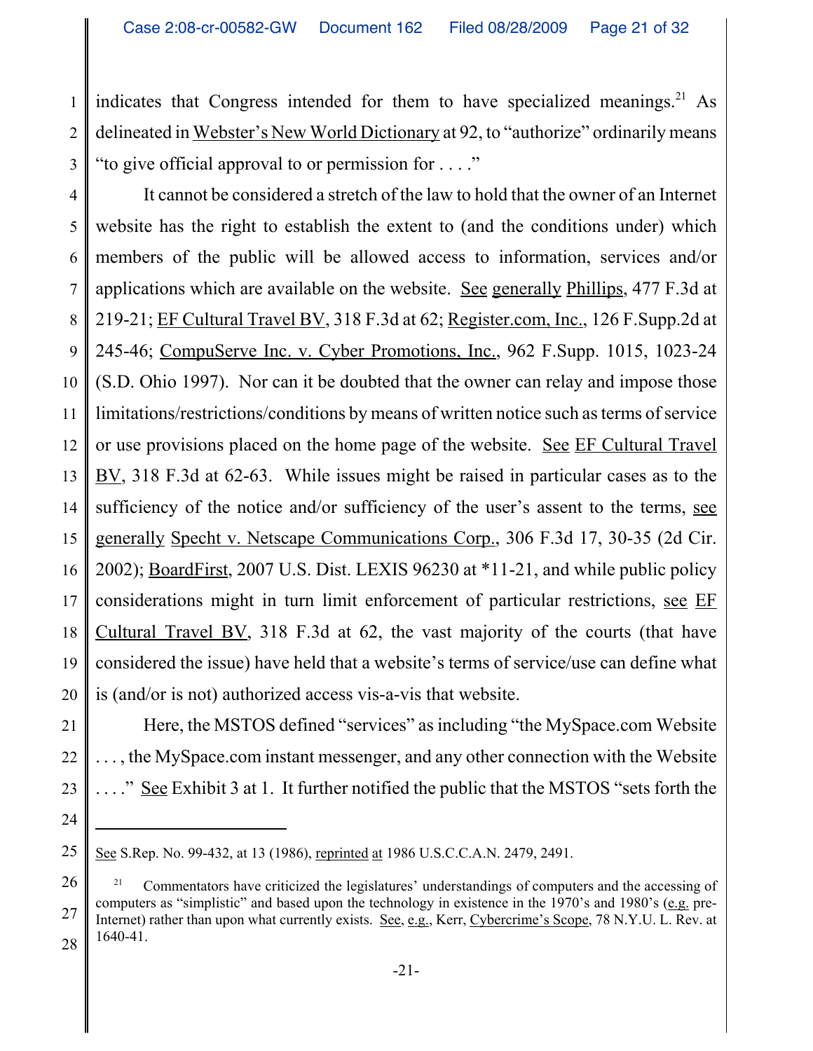indicates that Congress intended for them to have specialized meanings.[21] As delineated in Webster's New World Dictionary at 92, to "authorize" ordinarily means "to give official approval to or permission for . . . ."

It cannot be considered a stretch of the law to hold that the owner of an Internet website has the right to establish the extent to (and the conditions under) which members of the public will be allowed access to information, services and/or applications which are available on the website. See generally Phillips, 477 F.3d at 219-21; EF Cultural Travel BV, 318 F.3d at 62; Register.com, Inc., 126 F.Supp.2d at 245-46; CompuServe Inc. v. Cyber Promotions, Inc., 962 F.Supp. 1015, 1023-24 (S.D. Ohio 1997). Nor can it be doubted that the owner can relay and impose those limitations/restrictions/conditions by means of written notice such as terms of service or use provisions placed on the home page of the website. See EF Cultural Travel BV, 318 F.3d at 62-63. While issues might be raised in particular cases as to the sufficiency of the notice and/or sufficiency of the user's assent to the terms, see generally Specht v. Netscape Communications Corp., 306 F.3d 17, 30-35 (2d Cir. 2002); BoardFirst, 2007 U.S. Dist. LEXIS 96230 at *11-21, and while public policy considerations might in turn limit enforcement of particular restrictions, see EF Cultural Travel BV, 318 F.3d at 62, the vast majority of the courts (that have considered the issue) have held that a website's terms of service/use can define what is (and/or is not) authorized access vis-a-vis that website.

Here, the MSTOS defined "services" as including "the MySpace.com Website . . . , the MySpace.com instant messenger, and any other connection with the Website . . . ." See Exhibit 3 at 1. It further notified the public that the MSTOS "sets forth the

---

See S.Rep. No. 99-432, at 13 (1986), reprinted at 1986 U.S.C.C.A.N. 2479, 2491.

[21] Commentators have criticized the legislatures' understandings of computers and the accessing of computers as "simplistic" and based upon the technology in existence in the 1970's and 1980's (e.g. pre-Internet) rather than upon what currently exists. See, e.g., Kerr, Cybercrime's Scope, 78 N.Y.U. L. Rev. at 1640-41.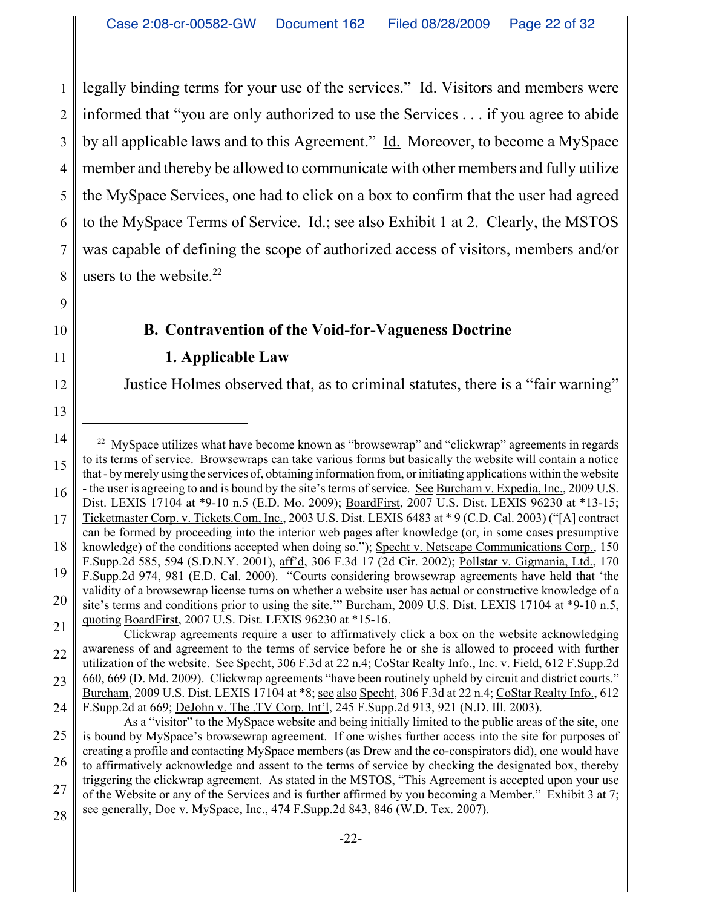legally binding terms for your use of the services." Id. Visitors and members were informed that "you are only authorized to use the Services . . . if you agree to abide by all applicable laws and to this Agreement." Id. Moreover, to become a MySpace member and thereby be allowed to communicate with other members and fully utilize the MySpace Services, one had to click on a box to confirm that the user had agreed to the MySpace Terms of Service. Id.; see also Exhibit 1 at 2. Clearly, the MSTOS was capable of defining the scope of authorized access of visitors, members and/or users to the website.[22]

### B. Contravention of the Void-for-Vagueness Doctrine

#### 1. Applicable Law

Justice Holmes observed that, as to criminal statutes, there is a "fair warning"

---

[22] MySpace utilizes what have become known as "browsewrap" and "clickwrap" agreements in regards to its terms of service. Browsewraps can take various forms but basically the website will contain a notice that - by merely using the services of, obtaining information from, or initiating applications within the website - the user is agreeing to and is bound by the site's terms of service. See Burcham v. Expedia, Inc., 2009 U.S. Dist. LEXIS 17104 at *9-10 n.5 (E.D. Mo. 2009); BoardFirst, 2007 U.S. Dist. LEXIS 96230 at *13-15; Ticketmaster Corp. v. Tickets.Com, Inc., 2003 U.S. Dist. LEXIS 6483 at * 9 (C.D. Cal. 2003) ("[A] contract can be formed by proceeding into the interior web pages after knowledge (or, in some cases presumptive knowledge) of the conditions accepted when doing so."); Specht v. Netscape Communications Corp., 150 F.Supp.2d 585, 594 (S.D.N.Y. 2001), aff'd, 306 F.3d 17 (2d Cir. 2002); Pollstar v. Gigmania, Ltd., 170 F.Supp.2d 974, 981 (E.D. Cal. 2000). "Courts considering browsewrap agreements have held that 'the validity of a browsewrap license turns on whether a website user has actual or constructive knowledge of a site's terms and conditions prior to using the site.'" Burcham, 2009 U.S. Dist. LEXIS 17104 at *9-10 n.5, quoting BoardFirst, 2007 U.S. Dist. LEXIS 96230 at *15-16.

Clickwrap agreements require a user to affirmatively click a box on the website acknowledging awareness of and agreement to the terms of service before he or she is allowed to proceed with further utilization of the website. See Specht, 306 F.3d at 22 n.4; CoStar Realty Info., Inc. v. Field, 612 F.Supp.2d 660, 669 (D. Md. 2009). Clickwrap agreements "have been routinely upheld by circuit and district courts." Burcham, 2009 U.S. Dist. LEXIS 17104 at *8; see also Specht, 306 F.3d at 22 n.4; CoStar Realty Info., 612 F.Supp.2d at 669; DeJohn v. The .TV Corp. Int'l, 245 F.Supp.2d 913, 921 (N.D. Ill. 2003).

As a "visitor" to the MySpace website and being initially limited to the public areas of the site, one is bound by MySpace's browsewrap agreement. If one wishes further access into the site for purposes of creating a profile and contacting MySpace members (as Drew and the co-conspirators did), one would have to affirmatively acknowledge and assent to the terms of service by checking the designated box, thereby triggering the clickwrap agreement. As stated in the MSTOS, "This Agreement is accepted upon your use of the Website or any of the Services and is further affirmed by you becoming a Member." Exhibit 3 at 7; see generally, Doe v. MySpace, Inc., 474 F.Supp.2d 843, 846 (W.D. Tex. 2007).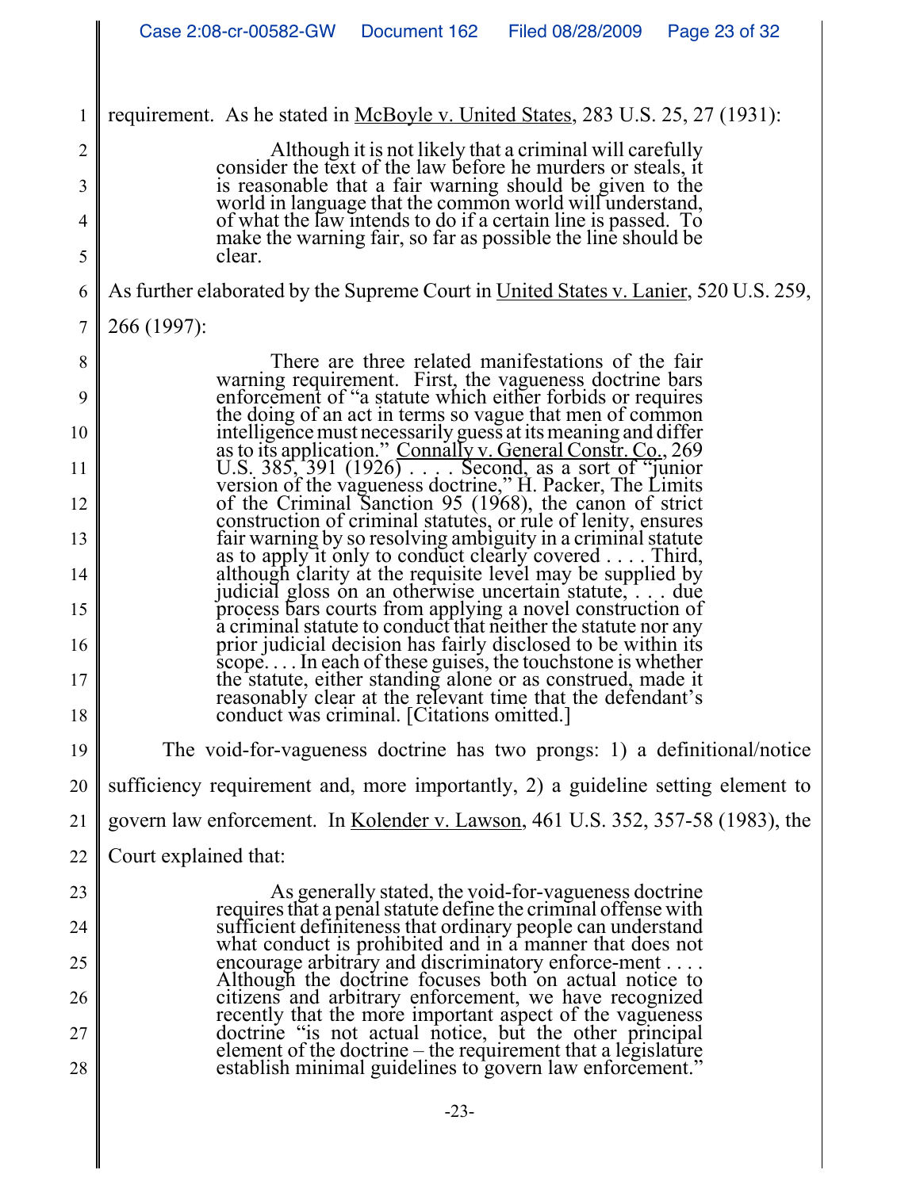requirement. As he stated in McBoyle v. United States, 283 U.S. 25, 27 (1931):

> Although it is not likely that a criminal will carefully consider the text of the law before he murders or steals, it is reasonable that a fair warning should be given to the world in language that the common world will understand, of what the law intends to do if a certain line is passed. To make the warning fair, so far as possible the line should be clear.

As further elaborated by the Supreme Court in United States v. Lanier, 520 U.S. 259, 266 (1997):

> There are three related manifestations of the fair warning requirement. First, the vagueness doctrine bars enforcement of "a statute which either forbids or requires the doing of an act in terms so vague that men of common intelligence must necessarily guess at its meaning and differ as to its application." Connally v. General Constr. Co., 269 U.S. 385, 391 (1926) . . . . Second, as a sort of "junior version of the vagueness doctrine," H. Packer, The Limits of the Criminal Sanction 95 (1968), the canon of strict construction of criminal statutes, or rule of lenity, ensures fair warning by so resolving ambiguity in a criminal statute as to apply it only to conduct clearly covered . . . . Third, although clarity at the requisite level may be supplied by judicial gloss on an otherwise uncertain statute, . . . due process bars courts from applying a novel construction of a criminal statute to conduct that neither the statute nor any prior judicial decision has fairly disclosed to be within its scope. . . . In each of these guises, the touchstone is whether the statute, either standing alone or as construed, made it reasonably clear at the relevant time that the defendant's conduct was criminal. [Citations omitted.]

The void-for-vagueness doctrine has two prongs: 1) a definitional/notice sufficiency requirement and, more importantly, 2) a guideline setting element to govern law enforcement. In Kolender v. Lawson, 461 U.S. 352, 357-58 (1983), the Court explained that:

> As generally stated, the void-for-vagueness doctrine requires that a penal statute define the criminal offense with sufficient definiteness that ordinary people can understand what conduct is prohibited and in a manner that does not encourage arbitrary and discriminatory enforce-ment . . . . Although the doctrine focuses both on actual notice to citizens and arbitrary enforcement, we have recognized recently that the more important aspect of the vagueness doctrine "is not actual notice, but the other principal element of the doctrine – the requirement that a legislature establish minimal guidelines to govern law enforcement."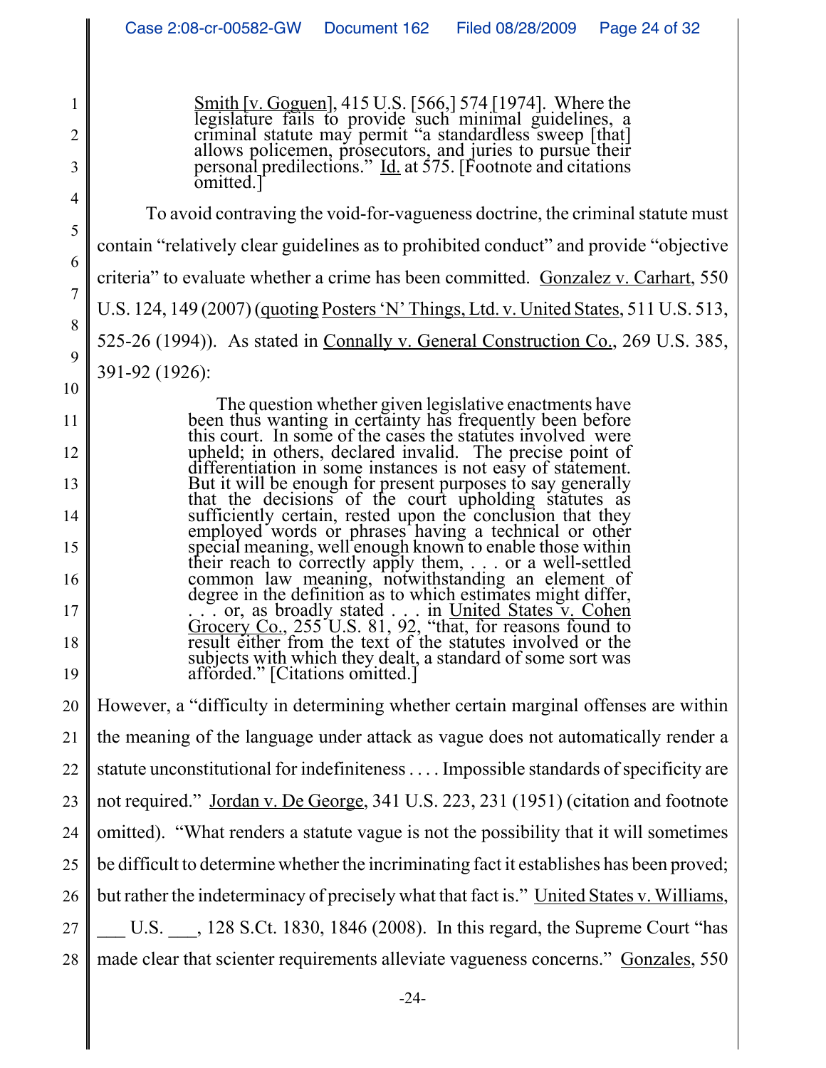> Smith [v. Goguen], 415 U.S. [566,] 574 [1974]. Where the legislature fails to provide such minimal guidelines, a criminal statute may permit "a standardless sweep [that] allows policemen, prosecutors, and juries to pursue their personal predilections." Id. at 575. [Footnote and citations omitted.]

To avoid contraving the void-for-vagueness doctrine, the criminal statute must contain "relatively clear guidelines as to prohibited conduct" and provide "objective criteria" to evaluate whether a crime has been committed. Gonzalez v. Carhart, 550 U.S. 124, 149 (2007) (quoting Posters 'N' Things, Ltd. v. United States, 511 U.S. 513, 525-26 (1994)). As stated in Connally v. General Construction Co., 269 U.S. 385, 391-92 (1926):

> The question whether given legislative enactments have been thus wanting in certainty has frequently been before this court. In some of the cases the statutes involved were upheld; in others, declared invalid. The precise point of differentiation in some instances is not easy of statement. But it will be enough for present purposes to say generally that the decisions of the court upholding statutes as sufficiently certain, rested upon the conclusion that they employed words or phrases having a technical or other special meaning, well enough known to enable those within their reach to correctly apply them, . . . or a well-settled common law meaning, notwithstanding an element of degree in the definition as to which estimates might differ, . . . or, as broadly stated . . . in United States v. Cohen Grocery Co., 255 U.S. 81, 92, "that, for reasons found to result either from the text of the statutes involved or the subjects with which they dealt, a standard of some sort was afforded." [Citations omitted.]

However, a "difficulty in determining whether certain marginal offenses are within the meaning of the language under attack as vague does not automatically render a statute unconstitutional for indefiniteness . . . . Impossible standards of specificity are not required." Jordan v. De George, 341 U.S. 223, 231 (1951) (citation and footnote omitted). "What renders a statute vague is not the possibility that it will sometimes be difficult to determine whether the incriminating fact it establishes has been proved; but rather the indeterminacy of precisely what that fact is." United States v. Williams, ___ U.S. ___, 128 S.Ct. 1830, 1846 (2008). In this regard, the Supreme Court "has made clear that scienter requirements alleviate vagueness concerns." Gonzales, 550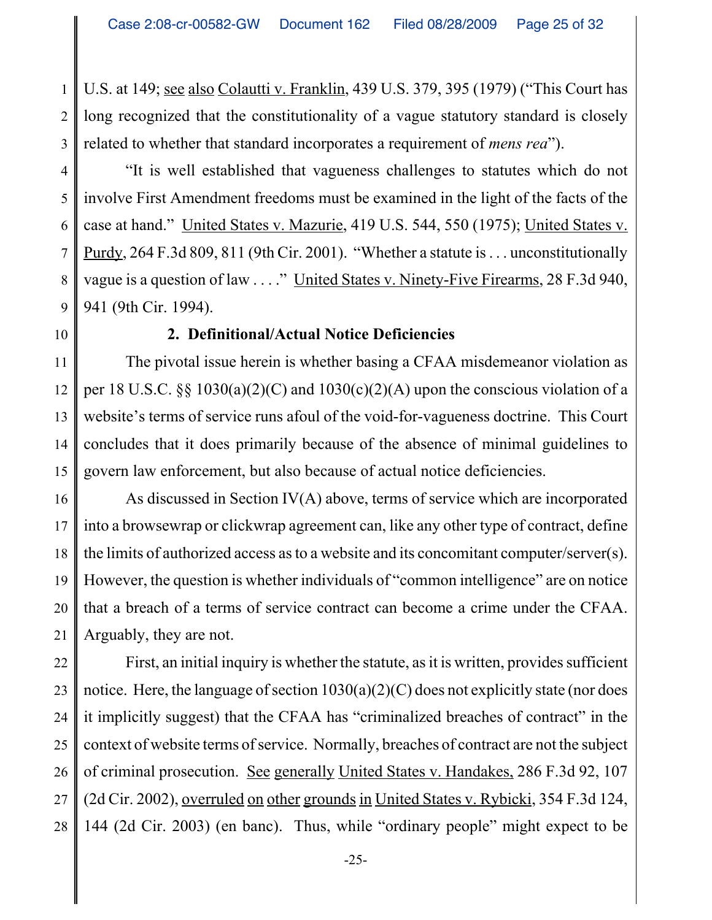U.S. at 149; see also Colautti v. Franklin, 439 U.S. 379, 395 (1979) ("This Court has long recognized that the constitutionality of a vague statutory standard is closely related to whether that standard incorporates a requirement of *mens rea*").

"It is well established that vagueness challenges to statutes which do not involve First Amendment freedoms must be examined in the light of the facts of the case at hand." United States v. Mazurie, 419 U.S. 544, 550 (1975); United States v. Purdy, 264 F.3d 809, 811 (9th Cir. 2001). "Whether a statute is . . . unconstitutionally vague is a question of law . . . ." United States v. Ninety-Five Firearms, 28 F.3d 940, 941 (9th Cir. 1994).

**2. Definitional/Actual Notice Deficiencies**

The pivotal issue herein is whether basing a CFAA misdemeanor violation as per 18 U.S.C. §§ 1030(a)(2)(C) and 1030(c)(2)(A) upon the conscious violation of a website's terms of service runs afoul of the void-for-vagueness doctrine. This Court concludes that it does primarily because of the absence of minimal guidelines to govern law enforcement, but also because of actual notice deficiencies.

As discussed in Section IV(A) above, terms of service which are incorporated into a browsewrap or clickwrap agreement can, like any other type of contract, define the limits of authorized access as to a website and its concomitant computer/server(s). However, the question is whether individuals of "common intelligence" are on notice that a breach of a terms of service contract can become a crime under the CFAA. Arguably, they are not.

First, an initial inquiry is whether the statute, as it is written, provides sufficient notice. Here, the language of section 1030(a)(2)(C) does not explicitly state (nor does it implicitly suggest) that the CFAA has "criminalized breaches of contract" in the context of website terms of service. Normally, breaches of contract are not the subject of criminal prosecution. See generally United States v. Handakes, 286 F.3d 92, 107 (2d Cir. 2002), overruled on other grounds in United States v. Rybicki, 354 F.3d 124, 144 (2d Cir. 2003) (en banc). Thus, while "ordinary people" might expect to be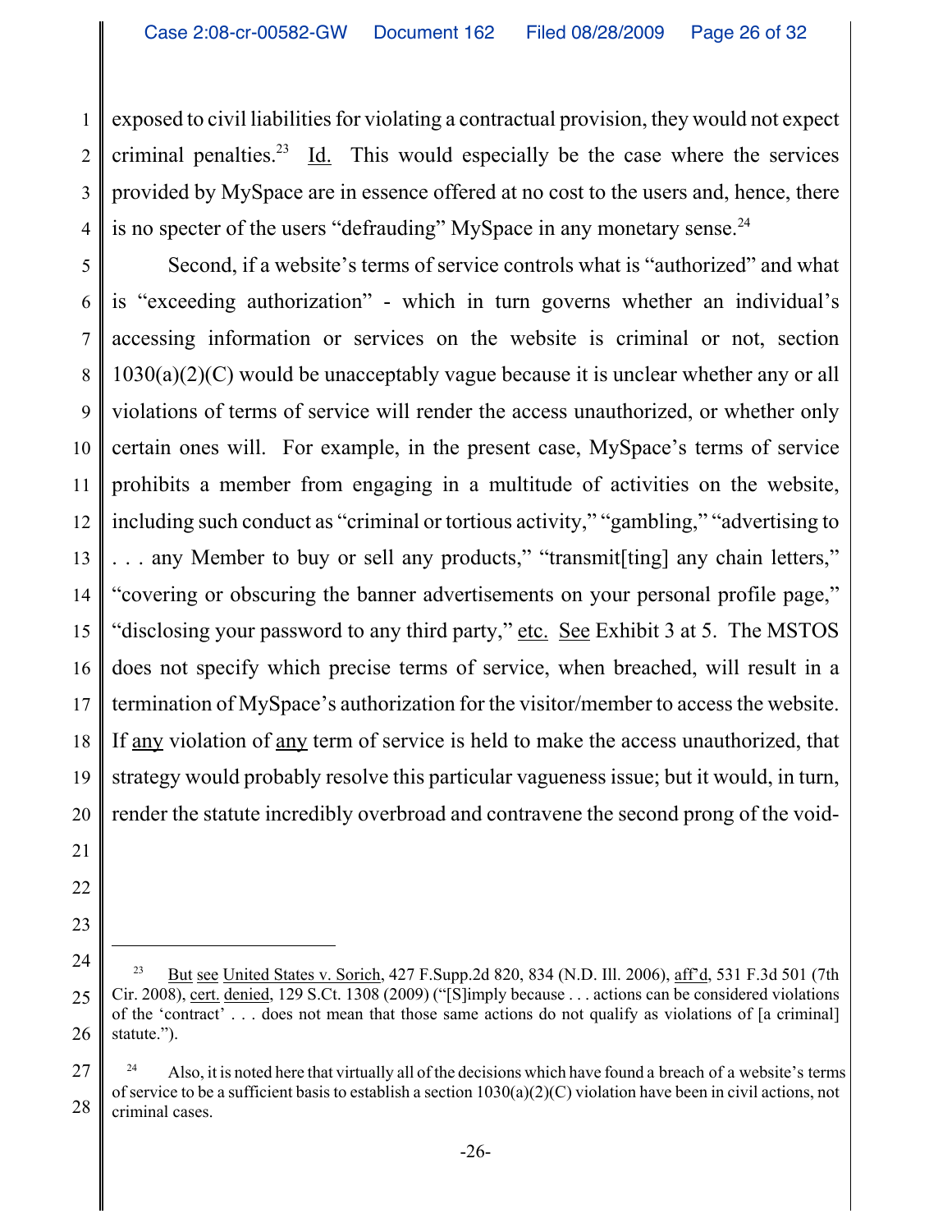exposed to civil liabilities for violating a contractual provision, they would not expect criminal penalties.[23] Id. This would especially be the case where the services provided by MySpace are in essence offered at no cost to the users and, hence, there is no specter of the users "defrauding" MySpace in any monetary sense.[24]

Second, if a website's terms of service controls what is "authorized" and what is "exceeding authorization" - which in turn governs whether an individual's accessing information or services on the website is criminal or not, section 1030(a)(2)(C) would be unacceptably vague because it is unclear whether any or all violations of terms of service will render the access unauthorized, or whether only certain ones will. For example, in the present case, MySpace's terms of service prohibits a member from engaging in a multitude of activities on the website, including such conduct as "criminal or tortious activity," "gambling," "advertising to . . . any Member to buy or sell any products," "transmit[ting] any chain letters," "covering or obscuring the banner advertisements on your personal profile page," "disclosing your password to any third party," etc. See Exhibit 3 at 5. The MSTOS does not specify which precise terms of service, when breached, will result in a termination of MySpace's authorization for the visitor/member to access the website. If any violation of any term of service is held to make the access unauthorized, that strategy would probably resolve this particular vagueness issue; but it would, in turn, render the statute incredibly overbroad and contravene the second prong of the void-

---

[23] But see United States v. Sorich, 427 F.Supp.2d 820, 834 (N.D. Ill. 2006), aff'd, 531 F.3d 501 (7th Cir. 2008), cert. denied, 129 S.Ct. 1308 (2009) ("[S]imply because . . . actions can be considered violations of the 'contract' . . . does not mean that those same actions do not qualify as violations of [a criminal] statute.").

[24] Also, it is noted here that virtually all of the decisions which have found a breach of a website's terms of service to be a sufficient basis to establish a section 1030(a)(2)(C) violation have been in civil actions, not criminal cases.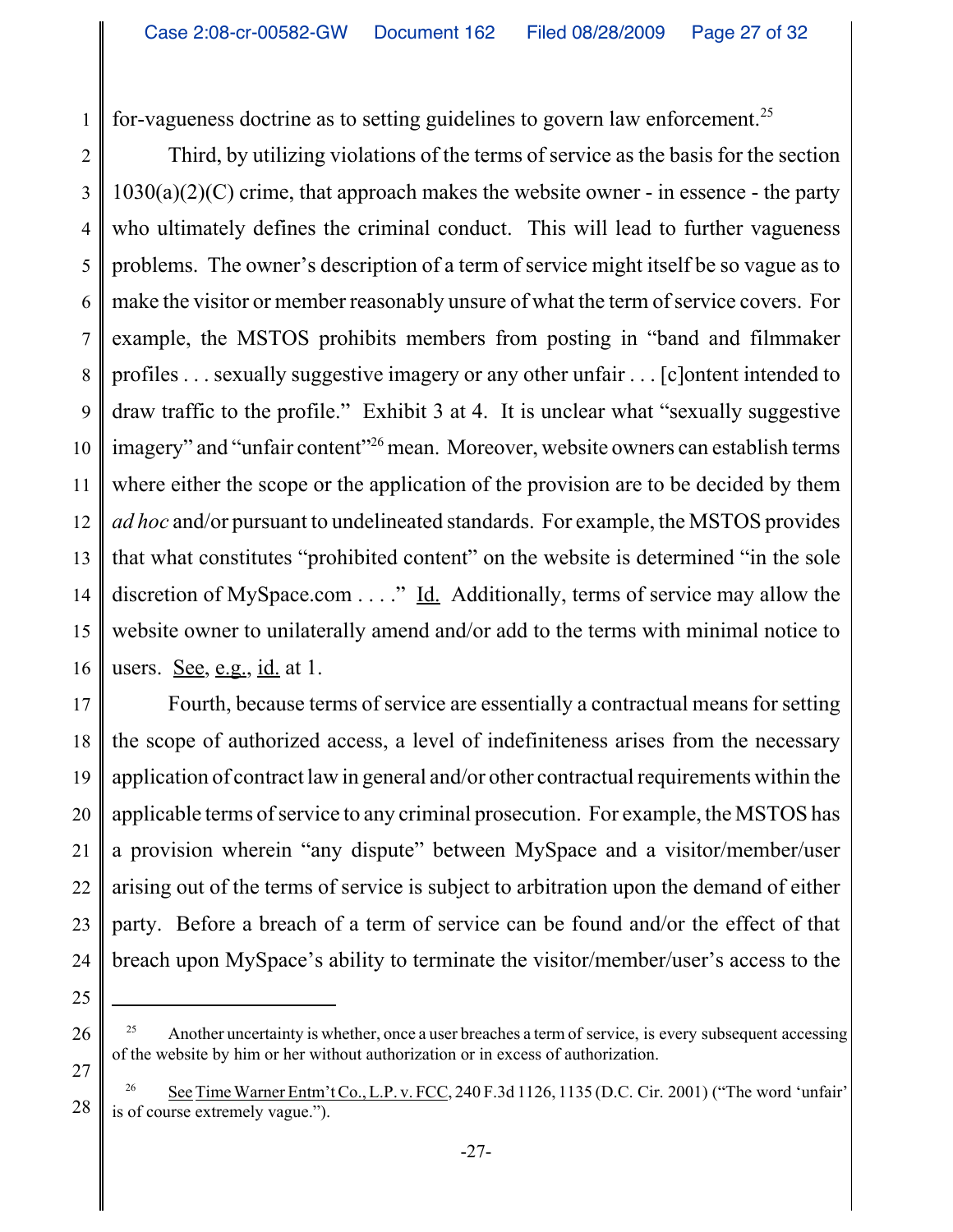for-vagueness doctrine as to setting guidelines to govern law enforcement.[25]

Third, by utilizing violations of the terms of service as the basis for the section 1030(a)(2)(C) crime, that approach makes the website owner - in essence - the party who ultimately defines the criminal conduct. This will lead to further vagueness problems. The owner's description of a term of service might itself be so vague as to make the visitor or member reasonably unsure of what the term of service covers. For example, the MSTOS prohibits members from posting in "band and filmmaker profiles . . . sexually suggestive imagery or any other unfair . . . [c]ontent intended to draw traffic to the profile." Exhibit 3 at 4. It is unclear what "sexually suggestive imagery" and "unfair content"[26] mean. Moreover, website owners can establish terms where either the scope or the application of the provision are to be decided by them *ad hoc* and/or pursuant to undelineated standards. For example, the MSTOS provides that what constitutes "prohibited content" on the website is determined "in the sole discretion of MySpace.com . . . ." Id. Additionally, terms of service may allow the website owner to unilaterally amend and/or add to the terms with minimal notice to users. See, e.g., id. at 1.

Fourth, because terms of service are essentially a contractual means for setting the scope of authorized access, a level of indefiniteness arises from the necessary application of contract law in general and/or other contractual requirements within the applicable terms of service to any criminal prosecution. For example, the MSTOS has a provision wherein "any dispute" between MySpace and a visitor/member/user arising out of the terms of service is subject to arbitration upon the demand of either party. Before a breach of a term of service can be found and/or the effect of that breach upon MySpace's ability to terminate the visitor/member/user's access to the

---

[25] Another uncertainty is whether, once a user breaches a term of service, is every subsequent accessing of the website by him or her without authorization or in excess of authorization.

[26] See Time Warner Entm't Co., L.P. v. FCC, 240 F.3d 1126, 1135 (D.C. Cir. 2001) ("The word 'unfair' is of course extremely vague.").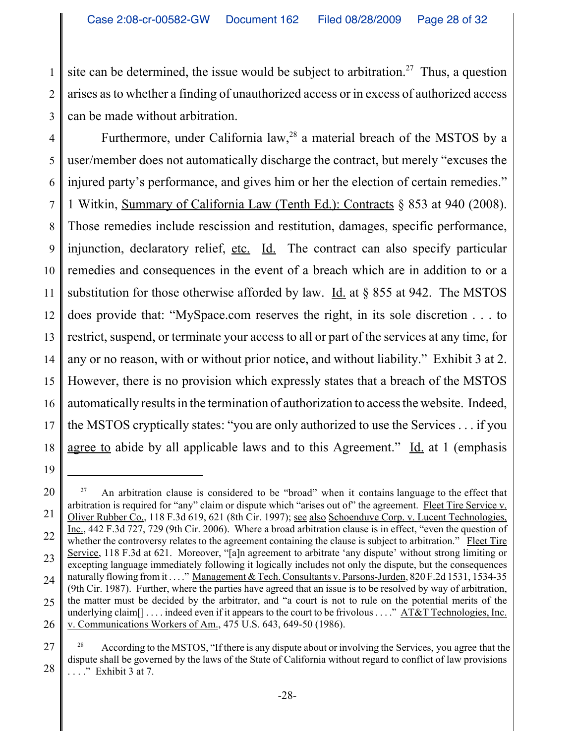site can be determined, the issue would be subject to arbitration.[27] Thus, a question arises as to whether a finding of unauthorized access or in excess of authorized access can be made without arbitration.

Furthermore, under California law,[28] a material breach of the MSTOS by a user/member does not automatically discharge the contract, but merely "excuses the injured party's performance, and gives him or her the election of certain remedies." 1 Witkin, Summary of California Law (Tenth Ed.): Contracts § 853 at 940 (2008). Those remedies include rescission and restitution, damages, specific performance, injunction, declaratory relief, etc. Id. The contract can also specify particular remedies and consequences in the event of a breach which are in addition to or a substitution for those otherwise afforded by law. Id. at § 855 at 942. The MSTOS does provide that: "MySpace.com reserves the right, in its sole discretion . . . to restrict, suspend, or terminate your access to all or part of the services at any time, for any or no reason, with or without prior notice, and without liability." Exhibit 3 at 2. However, there is no provision which expressly states that a breach of the MSTOS automatically results in the termination of authorization to access the website. Indeed, the MSTOS cryptically states: "you are only authorized to use the Services . . . if you agree to abide by all applicable laws and to this Agreement." Id. at 1 (emphasis

---

[27] An arbitration clause is considered to be "broad" when it contains language to the effect that arbitration is required for "any" claim or dispute which "arises out of" the agreement. Fleet Tire Service v. Oliver Rubber Co., 118 F.3d 619, 621 (8th Cir. 1997); see also Schoenduve Corp. v. Lucent Technologies, Inc., 442 F.3d 727, 729 (9th Cir. 2006). Where a broad arbitration clause is in effect, "even the question of whether the controversy relates to the agreement containing the clause is subject to arbitration." Fleet Tire Service, 118 F.3d at 621. Moreover, "[a]n agreement to arbitrate 'any dispute' without strong limiting or excepting language immediately following it logically includes not only the dispute, but the consequences naturally flowing from it . . . ." Management & Tech. Consultants v. Parsons-Jurden, 820 F.2d 1531, 1534-35 (9th Cir. 1987). Further, where the parties have agreed that an issue is to be resolved by way of arbitration, the matter must be decided by the arbitrator, and "a court is not to rule on the potential merits of the underlying claim[] . . . . indeed even if it appears to the court to be frivolous . . . ." AT&T Technologies, Inc. v. Communications Workers of Am., 475 U.S. 643, 649-50 (1986).

[28] According to the MSTOS, "If there is any dispute about or involving the Services, you agree that the dispute shall be governed by the laws of the State of California without regard to conflict of law provisions . . . ." Exhibit 3 at 7.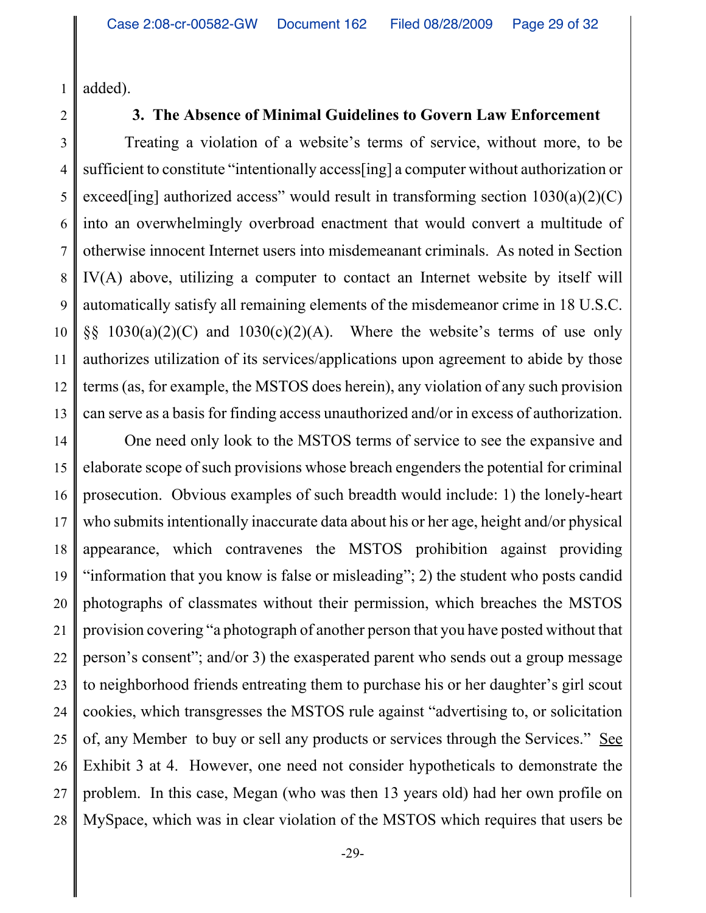added).

### 3. The Absence of Minimal Guidelines to Govern Law Enforcement

Treating a violation of a website's terms of service, without more, to be sufficient to constitute "intentionally access[ing] a computer without authorization or exceed[ing] authorized access" would result in transforming section 1030(a)(2)(C) into an overwhelmingly overbroad enactment that would convert a multitude of otherwise innocent Internet users into misdemeanant criminals. As noted in Section IV(A) above, utilizing a computer to contact an Internet website by itself will automatically satisfy all remaining elements of the misdemeanor crime in 18 U.S.C. §§ 1030(a)(2)(C) and 1030(c)(2)(A). Where the website's terms of use only authorizes utilization of its services/applications upon agreement to abide by those terms (as, for example, the MSTOS does herein), any violation of any such provision can serve as a basis for finding access unauthorized and/or in excess of authorization.

One need only look to the MSTOS terms of service to see the expansive and elaborate scope of such provisions whose breach engenders the potential for criminal prosecution. Obvious examples of such breadth would include: 1) the lonely-heart who submits intentionally inaccurate data about his or her age, height and/or physical appearance, which contravenes the MSTOS prohibition against providing "information that you know is false or misleading"; 2) the student who posts candid photographs of classmates without their permission, which breaches the MSTOS provision covering "a photograph of another person that you have posted without that person's consent"; and/or 3) the exasperated parent who sends out a group message to neighborhood friends entreating them to purchase his or her daughter's girl scout cookies, which transgresses the MSTOS rule against "advertising to, or solicitation of, any Member to buy or sell any products or services through the Services." See Exhibit 3 at 4. However, one need not consider hypotheticals to demonstrate the problem. In this case, Megan (who was then 13 years old) had her own profile on MySpace, which was in clear violation of the MSTOS which requires that users be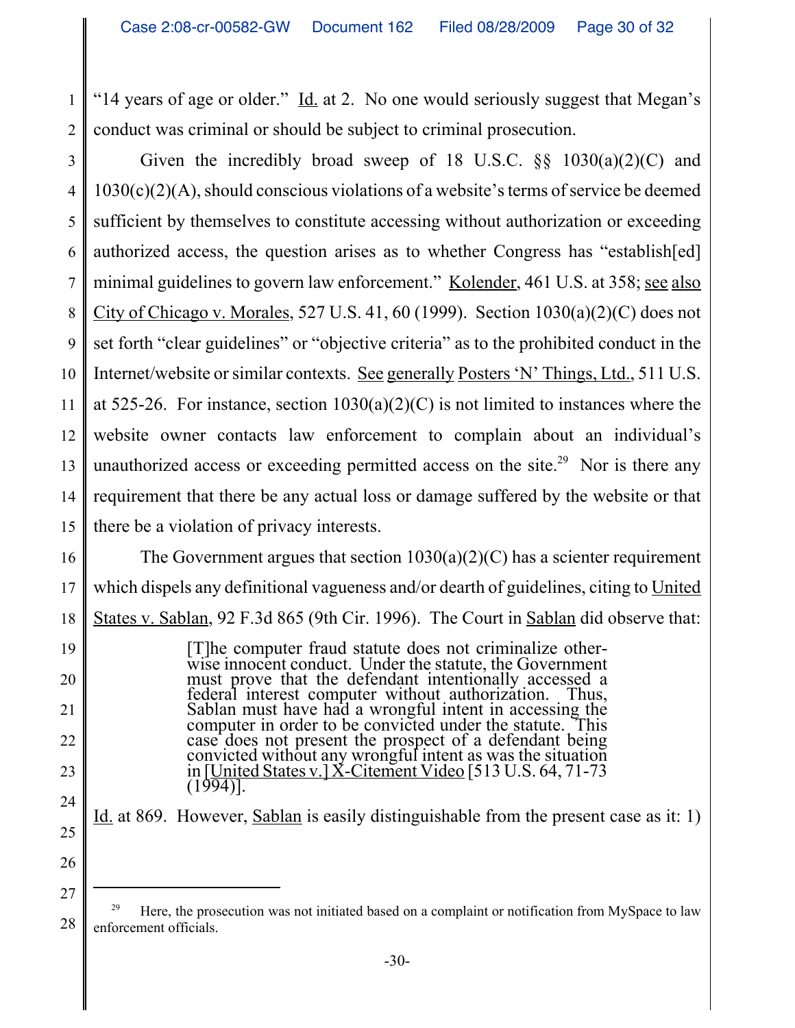"14 years of age or older." Id. at 2. No one would seriously suggest that Megan's conduct was criminal or should be subject to criminal prosecution.

Given the incredibly broad sweep of 18 U.S.C. §§ 1030(a)(2)(C) and 1030(c)(2)(A), should conscious violations of a website's terms of service be deemed sufficient by themselves to constitute accessing without authorization or exceeding authorized access, the question arises as to whether Congress has "establish[ed] minimal guidelines to govern law enforcement." Kolender, 461 U.S. at 358; see also City of Chicago v. Morales, 527 U.S. 41, 60 (1999). Section 1030(a)(2)(C) does not set forth "clear guidelines" or "objective criteria" as to the prohibited conduct in the Internet/website or similar contexts. See generally Posters 'N' Things, Ltd., 511 U.S. at 525-26. For instance, section 1030(a)(2)(C) is not limited to instances where the website owner contacts law enforcement to complain about an individual's unauthorized access or exceeding permitted access on the site.[29] Nor is there any requirement that there be any actual loss or damage suffered by the website or that there be a violation of privacy interests.

The Government argues that section 1030(a)(2)(C) has a scienter requirement which dispels any definitional vagueness and/or dearth of guidelines, citing to United States v. Sablan, 92 F.3d 865 (9th Cir. 1996). The Court in Sablan did observe that:

> [T]he computer fraud statute does not criminalize otherwise innocent conduct. Under the statute, the Government must prove that the defendant intentionally accessed a federal interest computer without authorization. Thus, Sablan must have had a wrongful intent in accessing the computer in order to be convicted under the statute. This case does not present the prospect of a defendant being convicted without any wrongful intent as was the situation in [United States v.] X-Citement Video [513 U.S. 64, 71-73 (1994)].

Id. at 869. However, Sablan is easily distinguishable from the present case as it: 1)

---

[29] Here, the prosecution was not initiated based on a complaint or notification from MySpace to law enforcement officials.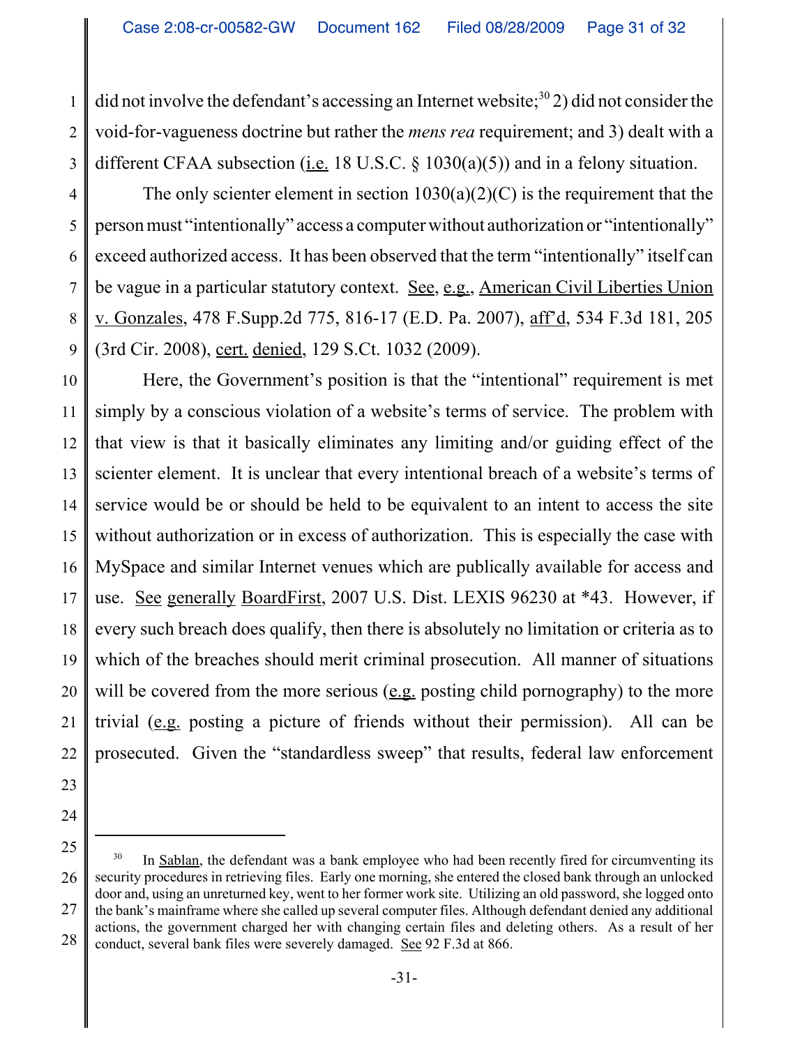did not involve the defendant's accessing an Internet website;[30] 2) did not consider the void-for-vagueness doctrine but rather the *mens rea* requirement; and 3) dealt with a different CFAA subsection (i.e. 18 U.S.C. § 1030(a)(5)) and in a felony situation.

The only scienter element in section 1030(a)(2)(C) is the requirement that the person must "intentionally" access a computer without authorization or "intentionally" exceed authorized access. It has been observed that the term "intentionally" itself can be vague in a particular statutory context. See, e.g., American Civil Liberties Union v. Gonzales, 478 F.Supp.2d 775, 816-17 (E.D. Pa. 2007), aff'd, 534 F.3d 181, 205 (3rd Cir. 2008), cert. denied, 129 S.Ct. 1032 (2009).

Here, the Government's position is that the "intentional" requirement is met simply by a conscious violation of a website's terms of service. The problem with that view is that it basically eliminates any limiting and/or guiding effect of the scienter element. It is unclear that every intentional breach of a website's terms of service would be or should be held to be equivalent to an intent to access the site without authorization or in excess of authorization. This is especially the case with MySpace and similar Internet venues which are publically available for access and use. See generally BoardFirst, 2007 U.S. Dist. LEXIS 96230 at *43. However, if every such breach does qualify, then there is absolutely no limitation or criteria as to which of the breaches should merit criminal prosecution. All manner of situations will be covered from the more serious (e.g. posting child pornography) to the more trivial (e.g. posting a picture of friends without their permission). All can be prosecuted. Given the "standardless sweep" that results, federal law enforcement

---

[30] In Sablan, the defendant was a bank employee who had been recently fired for circumventing its security procedures in retrieving files. Early one morning, she entered the closed bank through an unlocked door and, using an unreturned key, went to her former work site. Utilizing an old password, she logged onto the bank's mainframe where she called up several computer files. Although defendant denied any additional actions, the government charged her with changing certain files and deleting others. As a result of her conduct, several bank files were severely damaged. See 92 F.3d at 866.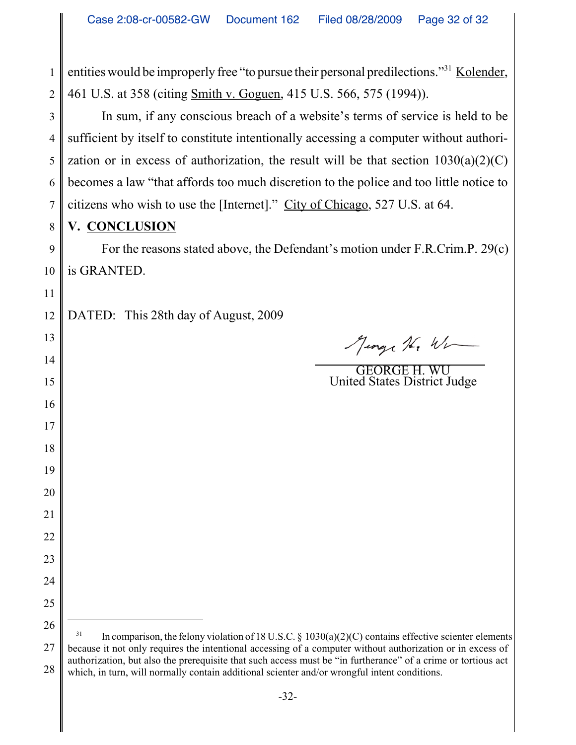entities would be improperly free "to pursue their personal predilections."[31] Kolender, 461 U.S. at 358 (citing Smith v. Goguen, 415 U.S. 566, 575 (1994)).

In sum, if any conscious breach of a website's terms of service is held to be sufficient by itself to constitute intentionally accessing a computer without authorization or in excess of authorization, the result will be that section 1030(a)(2)(C) becomes a law "that affords too much discretion to the police and too little notice to citizens who wish to use the [Internet]." City of Chicago, 527 U.S. at 64.

## V. CONCLUSION

For the reasons stated above, the Defendant's motion under F.R.Crim.P. 29(c) is GRANTED.

DATED: This 28th day of August, 2009

GEORGE H. WU
United States District Judge

---

[31] In comparison, the felony violation of 18 U.S.C. § 1030(a)(2)(C) contains effective scienter elements because it not only requires the intentional accessing of a computer without authorization or in excess of authorization, but also the prerequisite that such access must be "in furtherance" of a crime or tortious act which, in turn, will normally contain additional scienter and/or wrongful intent conditions.